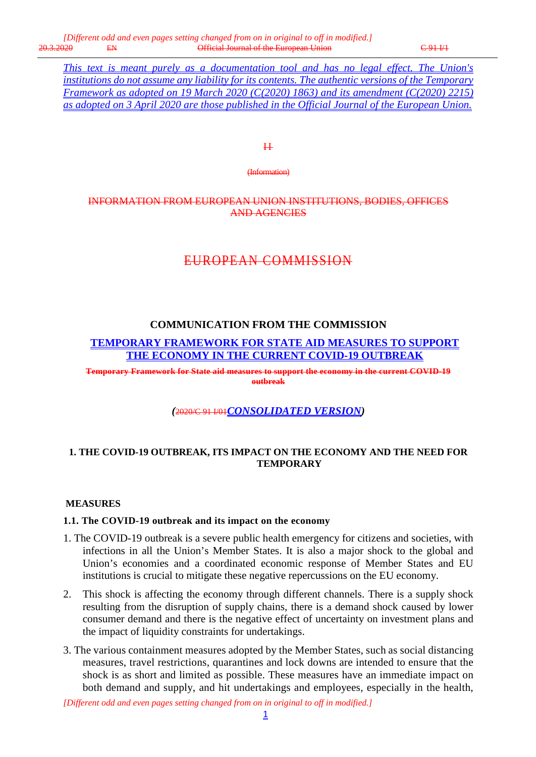[Different odd and even pages setting changed from on in original to off in modified.]

~~20.3.2020 EN Official Journal of the European Union C 91 I/1~~

*This text is meant purely as a documentation tool and has no legal effect. The Union's institutions do not assume any liability for its contents. The authentic versions of the Temporary Framework as adopted on 19 March 2020 (C(2020) 1863) and its amendment (C(2020) 2215) as adopted on 3 April 2020 are those published in the Official Journal of the European Union.*

~~II~~

~~(Information)~~

~~INFORMATION FROM EUROPEAN UNION INSTITUTIONS, BODIES, OFFICES AND AGENCIES~~

~~EUROPEAN COMMISSION~~

## COMMUNICATION FROM THE COMMISSION

## TEMPORARY FRAMEWORK FOR STATE AID MEASURES TO SUPPORT THE ECONOMY IN THE CURRENT COVID-19 OUTBREAK

~~**Temporary Framework for State aid measures to support the economy in the current COVID-19 outbreak**~~

***(~~2020/C 91 I/01~~CONSOLIDATED VERSION)***

### 1. THE COVID-19 OUTBREAK, ITS IMPACT ON THE ECONOMY AND THE NEED FOR TEMPORARY MEASURES

#### 1.1. The COVID-19 outbreak and its impact on the economy

1. The COVID-19 outbreak is a severe public health emergency for citizens and societies, with infections in all the Union's Member States. It is also a major shock to the global and Union's economies and a coordinated economic response of Member States and EU institutions is crucial to mitigate these negative repercussions on the EU economy.

2. This shock is affecting the economy through different channels. There is a supply shock resulting from the disruption of supply chains, there is a demand shock caused by lower consumer demand and there is the negative effect of uncertainty on investment plans and the impact of liquidity constraints for undertakings.

3. The various containment measures adopted by the Member States, such as social distancing measures, travel restrictions, quarantines and lock downs are intended to ensure that the shock is as short and limited as possible. These measures have an immediate impact on both demand and supply, and hit undertakings and employees, especially in the health,

[Different odd and even pages setting changed from on in original to off in modified.]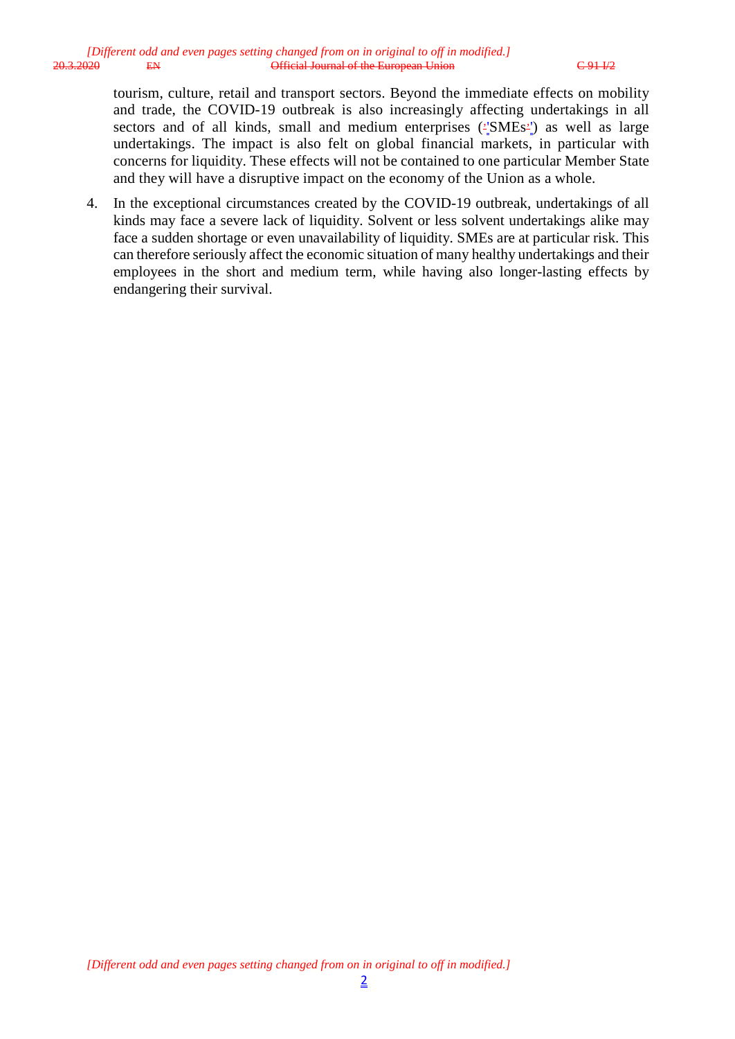tourism, culture, retail and transport sectors. Beyond the immediate effects on mobility and trade, the COVID-19 outbreak is also increasingly affecting undertakings in all sectors and of all kinds, small and medium enterprises ('SMEs') as well as large undertakings. The impact is also felt on global financial markets, in particular with concerns for liquidity. These effects will not be contained to one particular Member State and they will have a disruptive impact on the economy of the Union as a whole.

4. In the exceptional circumstances created by the COVID-19 outbreak, undertakings of all kinds may face a severe lack of liquidity. Solvent or less solvent undertakings alike may face a sudden shortage or even unavailability of liquidity. SMEs are at particular risk. This can therefore seriously affect the economic situation of many healthy undertakings and their employees in the short and medium term, while having also longer-lasting effects by endangering their survival.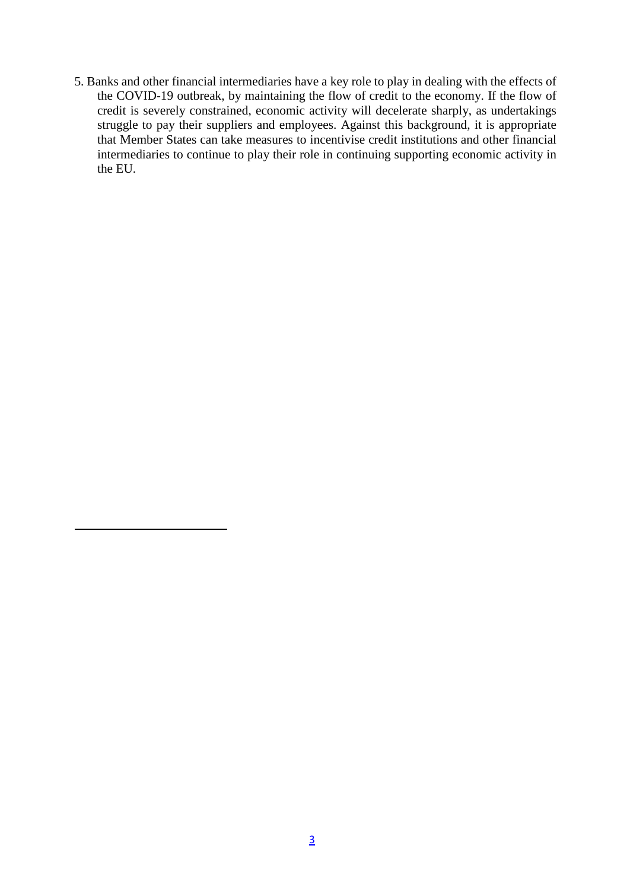5. Banks and other financial intermediaries have a key role to play in dealing with the effects of the COVID-19 outbreak, by maintaining the flow of credit to the economy. If the flow of credit is severely constrained, economic activity will decelerate sharply, as undertakings struggle to pay their suppliers and employees. Against this background, it is appropriate that Member States can take measures to incentivise credit institutions and other financial intermediaries to continue to play their role in continuing supporting economic activity in the EU.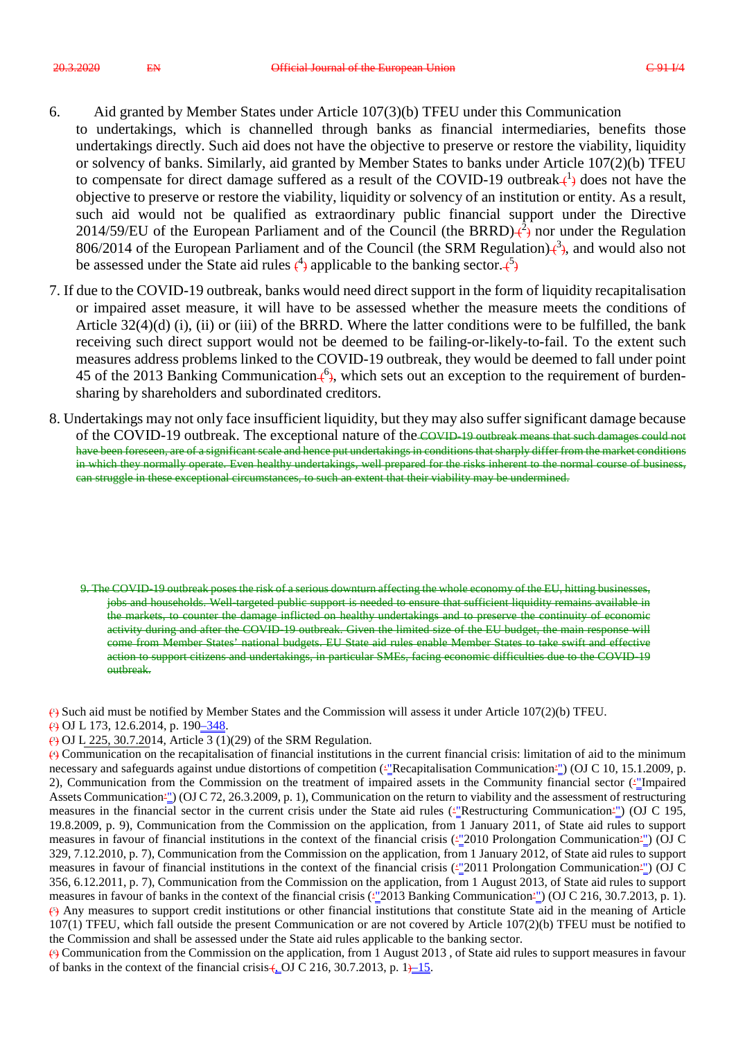6. Aid granted by Member States under Article 107(3)(b) TFEU under this Communication to undertakings, which is channelled through banks as financial intermediaries, benefits those undertakings directly. Such aid does not have the objective to preserve or restore the viability, liquidity or solvency of banks. Similarly, aid granted by Member States to banks under Article 107(2)(b) TFEU to compensate for direct damage suffered as a result of the COVID-19 outbreak [1] does not have the objective to preserve or restore the viability, liquidity or solvency of an institution or entity. As a result, such aid would not be qualified as extraordinary public financial support under the Directive 2014/59/EU of the European Parliament and of the Council (the BRRD) [2] nor under the Regulation 806/2014 of the European Parliament and of the Council (the SRM Regulation) [3], and would also not be assessed under the State aid rules [4] applicable to the banking sector. [5]

7. If due to the COVID-19 outbreak, banks would need direct support in the form of liquidity recapitalisation or impaired asset measure, it will have to be assessed whether the measure meets the conditions of Article 32(4)(d) (i), (ii) or (iii) of the BRRD. Where the latter conditions were to be fulfilled, the bank receiving such direct support would not be deemed to be failing-or-likely-to-fail. To the extent such measures address problems linked to the COVID-19 outbreak, they would be deemed to fall under point 45 of the 2013 Banking Communication [6], which sets out an exception to the requirement of burden-sharing by shareholders and subordinated creditors.

8. Undertakings may not only face insufficient liquidity, but they may also suffer significant damage because of the COVID-19 outbreak. The exceptional nature of the COVID-19 outbreak means that such damages could not have been foreseen, are of a significant scale and hence put undertakings in conditions that sharply differ from the market conditions in which they normally operate. Even healthy undertakings, well prepared for the risks inherent to the normal course of business, can struggle in these exceptional circumstances, to such an extent that their viability may be undermined.

9. The COVID-19 outbreak poses the risk of a serious downturn affecting the whole economy of the EU, hitting businesses, jobs and households. Well-targeted public support is needed to ensure that sufficient liquidity remains available in the markets, to counter the damage inflicted on healthy undertakings and to preserve the continuity of economic activity during and after the COVID-19 outbreak. Given the limited size of the EU budget, the main response will come from Member States' national budgets. EU State aid rules enable Member States to take swift and effective action to support citizens and undertakings, in particular SMEs, facing economic difficulties due to the COVID-19 outbreak.

[1] Such aid must be notified by Member States and the Commission will assess it under Article 107(2)(b) TFEU.

[2] OJ L 173, 12.6.2014, p. 190–348.

[3] OJ L 225, 30.7.2014, Article 3 (1)(29) of the SRM Regulation.

[4] Communication on the recapitalisation of financial institutions in the current financial crisis: limitation of aid to the minimum necessary and safeguards against undue distortions of competition ("Recapitalisation Communication") (OJ C 10, 15.1.2009, p. 2), Communication from the Commission on the treatment of impaired assets in the Community financial sector ("Impaired Assets Communication") (OJ C 72, 26.3.2009, p. 1), Communication on the return to viability and the assessment of restructuring measures in the financial sector in the current crisis under the State aid rules ("Restructuring Communication") (OJ C 195, 19.8.2009, p. 9), Communication from the Commission on the application, from 1 January 2011, of State aid rules to support measures in favour of financial institutions in the context of the financial crisis ("2010 Prolongation Communication") (OJ C 329, 7.12.2010, p. 7), Communication from the Commission on the application, from 1 January 2012, of State aid rules to support measures in favour of financial institutions in the context of the financial crisis ("2011 Prolongation Communication") (OJ C 356, 6.12.2011, p. 7), Communication from the Commission on the application, from 1 August 2013, of State aid rules to support measures in favour of banks in the context of the financial crisis ("2013 Banking Communication") (OJ C 216, 30.7.2013, p. 1).

[5] Any measures to support credit institutions or other financial institutions that constitute State aid in the meaning of Article 107(1) TFEU, which fall outside the present Communication or are not covered by Article 107(2)(b) TFEU must be notified to the Commission and shall be assessed under the State aid rules applicable to the banking sector.

[6] Communication from the Commission on the application, from 1 August 2013 , of State aid rules to support measures in favour of banks in the context of the financial crisis, OJ C 216, 30.7.2013, p. 1–15.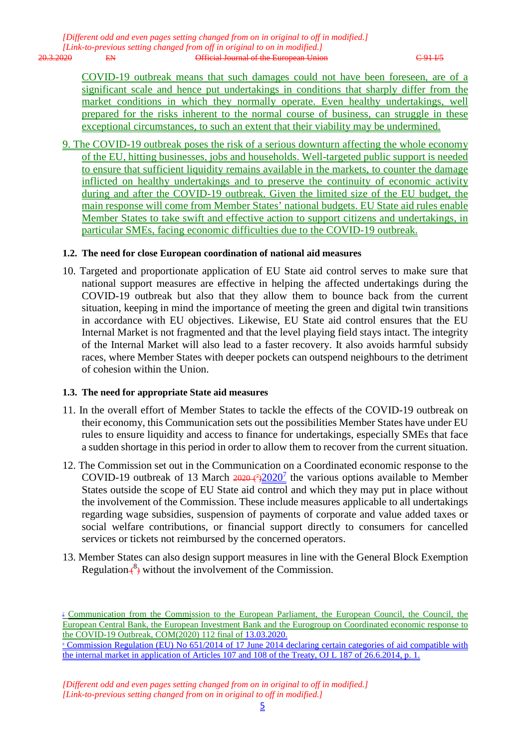[Different odd and even pages setting changed from on in original to off in modified.]
[Link-to-previous setting changed from off in original to on in modified.]

COVID-19 outbreak means that such damages could not have been foreseen, are of a significant scale and hence put undertakings in conditions that sharply differ from the market conditions in which they normally operate. Even healthy undertakings, well prepared for the risks inherent to the normal course of business, can struggle in these exceptional circumstances, to such an extent that their viability may be undermined.

9. The COVID-19 outbreak poses the risk of a serious downturn affecting the whole economy of the EU, hitting businesses, jobs and households. Well-targeted public support is needed to ensure that sufficient liquidity remains available in the markets, to counter the damage inflicted on healthy undertakings and to preserve the continuity of economic activity during and after the COVID-19 outbreak. Given the limited size of the EU budget, the main response will come from Member States' national budgets. EU State aid rules enable Member States to take swift and effective action to support citizens and undertakings, in particular SMEs, facing economic difficulties due to the COVID-19 outbreak.

### 1.2. The need for close European coordination of national aid measures

10. Targeted and proportionate application of EU State aid control serves to make sure that national support measures are effective in helping the affected undertakings during the COVID-19 outbreak but also that they allow them to bounce back from the current situation, keeping in mind the importance of meeting the green and digital twin transitions in accordance with EU objectives. Likewise, EU State aid control ensures that the EU Internal Market is not fragmented and that the level playing field stays intact. The integrity of the Internal Market will also lead to a faster recovery. It also avoids harmful subsidy races, where Member States with deeper pockets can outspend neighbours to the detriment of cohesion within the Union.

### 1.3. The need for appropriate State aid measures

11. In the overall effort of Member States to tackle the effects of the COVID-19 outbreak on their economy, this Communication sets out the possibilities Member States have under EU rules to ensure liquidity and access to finance for undertakings, especially SMEs that face a sudden shortage in this period in order to allow them to recover from the current situation.

12. The Commission set out in the Communication on a Coordinated economic response to the COVID-19 outbreak of 13 March ~~2020 (7)~~2020[7] the various options available to Member States outside the scope of EU State aid control and which they may put in place without the involvement of the Commission. These include measures applicable to all undertakings regarding wage subsidies, suspension of payments of corporate and value added taxes or social welfare contributions, or financial support directly to consumers for cancelled services or tickets not reimbursed by the concerned operators.

13. Member States can also design support measures in line with the General Block Exemption Regulation ~~(~~[8]~~)~~ without the involvement of the Commission.

[7] Communication from the Commission to the European Parliament, the European Council, the Council, the European Central Bank, the European Investment Bank and the Eurogroup on Coordinated economic response to the COVID-19 Outbreak, COM(2020) 112 final of 13.03.2020.

[8] Commission Regulation (EU) No 651/2014 of 17 June 2014 declaring certain categories of aid compatible with the internal market in application of Articles 107 and 108 of the Treaty, OJ L 187 of 26.6.2014, p. 1.

[Different odd and even pages setting changed from on in original to off in modified.]
[Link-to-previous setting changed from on in original to off in modified.]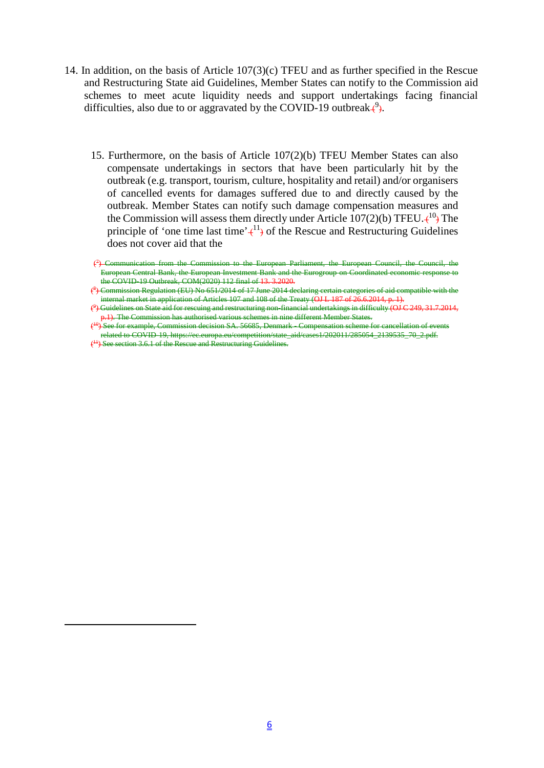14. In addition, on the basis of Article 107(3)(c) TFEU and as further specified in the Rescue and Restructuring State aid Guidelines, Member States can notify to the Commission aid schemes to meet acute liquidity needs and support undertakings facing financial difficulties, also due to or aggravated by the COVID-19 outbreak [9].

15. Furthermore, on the basis of Article 107(2)(b) TFEU Member States can also compensate undertakings in sectors that have been particularly hit by the outbreak (e.g. transport, tourism, culture, hospitality and retail) and/or organisers of cancelled events for damages suffered due to and directly caused by the outbreak. Member States can notify such damage compensation measures and the Commission will assess them directly under Article 107(2)(b) TFEU. [10] The principle of 'one time last time' [11] of the Rescue and Restructuring Guidelines does not cover aid that the

[7] Communication from the Commission to the European Parliament, the European Council, the Council, the European Central Bank, the European Investment Bank and the Eurogroup on Coordinated economic response to the COVID-19 Outbreak, COM(2020) 112 final of 13. 3.2020.

[8] Commission Regulation (EU) No 651/2014 of 17 June 2014 declaring certain categories of aid compatible with the internal market in application of Articles 107 and 108 of the Treaty (OJ L 187 of 26.6.2014, p. 1).

[9] Guidelines on State aid for rescuing and restructuring non-financial undertakings in difficulty (OJ C 249, 31.7.2014, p.1). The Commission has authorised various schemes in nine different Member States.

[10] See for example, Commission decision SA. 56685, Denmark - Compensation scheme for cancellation of events related to COVID-19, https://ec.europa.eu/competition/state_aid/cases1/202011/285054_2139535_70_2.pdf.

[11] See section 3.6.1 of the Rescue and Restructuring Guidelines.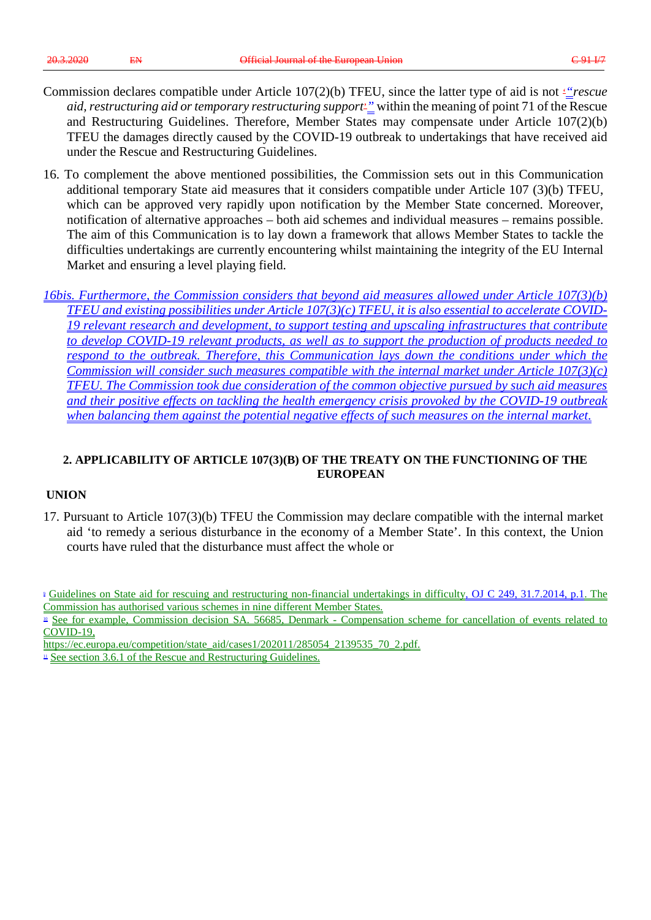Commission declares compatible under Article 107(2)(b) TFEU, since the latter type of aid is not "*rescue aid, restructuring aid or temporary restructuring support*" within the meaning of point 71 of the Rescue and Restructuring Guidelines. Therefore, Member States may compensate under Article 107(2)(b) TFEU the damages directly caused by the COVID-19 outbreak to undertakings that have received aid under the Rescue and Restructuring Guidelines.

16. To complement the above mentioned possibilities, the Commission sets out in this Communication additional temporary State aid measures that it considers compatible under Article 107 (3)(b) TFEU, which can be approved very rapidly upon notification by the Member State concerned. Moreover, notification of alternative approaches – both aid schemes and individual measures – remains possible. The aim of this Communication is to lay down a framework that allows Member States to tackle the difficulties undertakings are currently encountering whilst maintaining the integrity of the EU Internal Market and ensuring a level playing field.

*16bis. Furthermore, the Commission considers that beyond aid measures allowed under Article 107(3)(b) TFEU and existing possibilities under Article 107(3)(c) TFEU, it is also essential to accelerate COVID-19 relevant research and development, to support testing and upscaling infrastructures that contribute to develop COVID-19 relevant products, as well as to support the production of products needed to respond to the outbreak. Therefore, this Communication lays down the conditions under which the Commission will consider such measures compatible with the internal market under Article 107(3)(c) TFEU. The Commission took due consideration of the common objective pursued by such aid measures and their positive effects on tackling the health emergency crisis provoked by the COVID-19 outbreak when balancing them against the potential negative effects of such measures on the internal market.*

## 2. APPLICABILITY OF ARTICLE 107(3)(B) OF THE TREATY ON THE FUNCTIONING OF THE EUROPEAN UNION

17. Pursuant to Article 107(3)(b) TFEU the Commission may declare compatible with the internal market aid 'to remedy a serious disturbance in the economy of a Member State'. In this context, the Union courts have ruled that the disturbance must affect the whole or

---

[9] Guidelines on State aid for rescuing and restructuring non-financial undertakings in difficulty, OJ C 249, 31.7.2014, p.1. The Commission has authorised various schemes in nine different Member States.

[10] See for example, Commission decision SA. 56685, Denmark - Compensation scheme for cancellation of events related to COVID-19, https://ec.europa.eu/competition/state_aid/cases1/202011/285054_2139535_70_2.pdf.

[11] See section 3.6.1 of the Rescue and Restructuring Guidelines.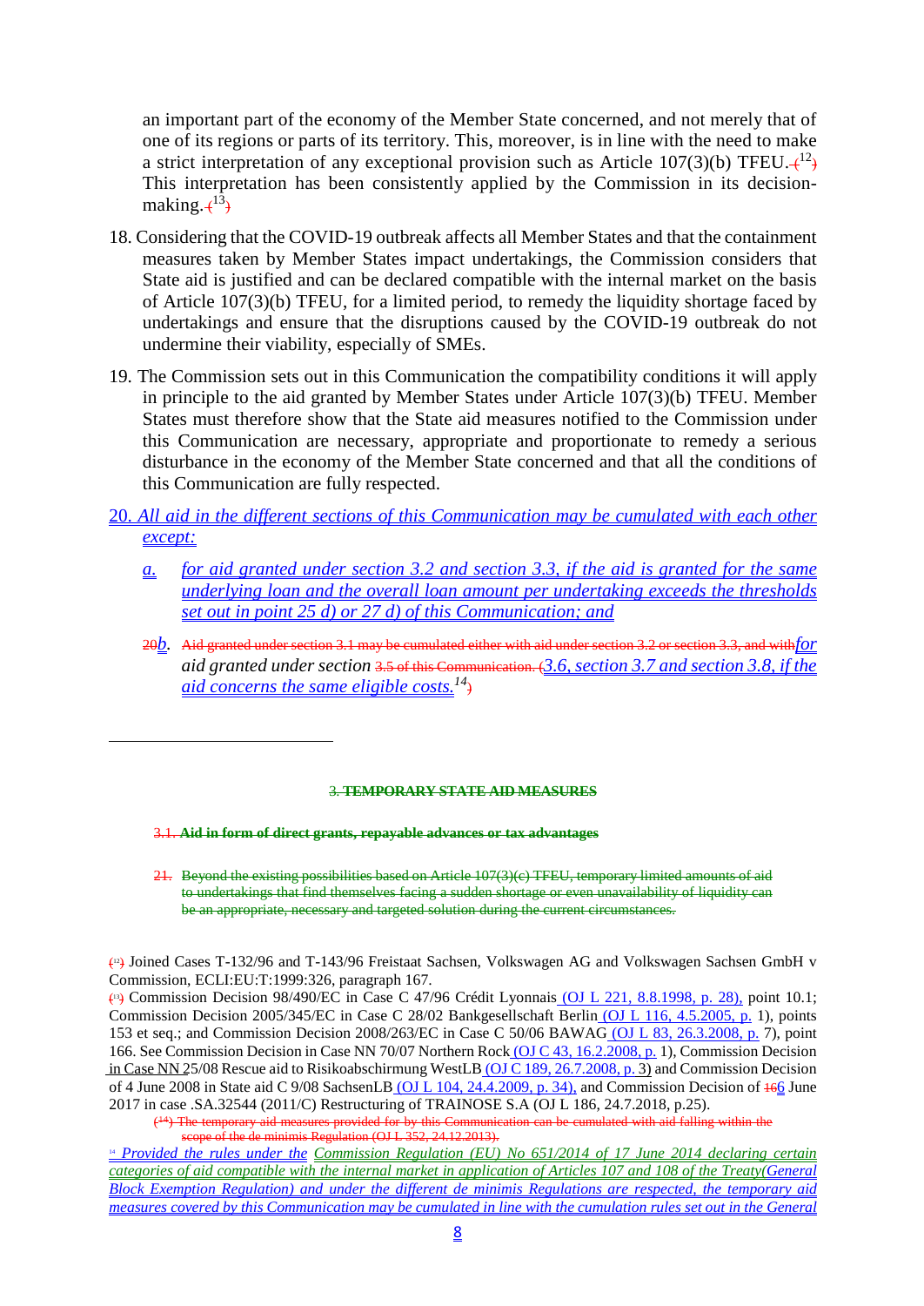an important part of the economy of the Member State concerned, and not merely that of one of its regions or parts of its territory. This, moreover, is in line with the need to make a strict interpretation of any exceptional provision such as Article 107(3)(b) TFEU.[12] This interpretation has been consistently applied by the Commission in its decision-making.[13]

18. Considering that the COVID-19 outbreak affects all Member States and that the containment measures taken by Member States impact undertakings, the Commission considers that State aid is justified and can be declared compatible with the internal market on the basis of Article 107(3)(b) TFEU, for a limited period, to remedy the liquidity shortage faced by undertakings and ensure that the disruptions caused by the COVID-19 outbreak do not undermine their viability, especially of SMEs.

19. The Commission sets out in this Communication the compatibility conditions it will apply in principle to the aid granted by Member States under Article 107(3)(b) TFEU. Member States must therefore show that the State aid measures notified to the Commission under this Communication are necessary, appropriate and proportionate to remedy a serious disturbance in the economy of the Member State concerned and that all the conditions of this Communication are fully respected.

20. *All aid in the different sections of this Communication may be cumulated with each other except:*

   *a. for aid granted under section 3.2 and section 3.3, if the aid is granted for the same underlying loan and the overall loan amount per undertaking exceeds the thresholds set out in point 25 d) or 27 d) of this Communication; and*

   ~~20~~*b.* ~~Aid granted under section 3.1 may be cumulated either with aid under section 3.2 or section 3.3, and with~~*for* aid granted under section ~~3.5 of this Communication. (~~*3.6, section 3.7 and section 3.8, if the aid concerns the same eligible costs.*[14]

~~3. TEMPORARY STATE AID MEASURES~~

~~3.1. Aid in form of direct grants, repayable advances or tax advantages~~

~~21. Beyond the existing possibilities based on Article 107(3)(c) TFEU, temporary limited amounts of aid to undertakings that find themselves facing a sudden shortage or even unavailability of liquidity can be an appropriate, necessary and targeted solution during the current circumstances.~~

---

[12] Joined Cases T-132/96 and T-143/96 Freistaat Sachsen, Volkswagen AG and Volkswagen Sachsen GmbH v Commission, ECLI:EU:T:1999:326, paragraph 167.

[13] Commission Decision 98/490/EC in Case C 47/96 Crédit Lyonnais (OJ L 221, 8.8.1998, p. 28), point 10.1; Commission Decision 2005/345/EC in Case C 28/02 Bankgesellschaft Berlin (OJ L 116, 4.5.2005, p. 1), points 153 et seq.; and Commission Decision 2008/263/EC in Case C 50/06 BAWAG (OJ L 83, 26.3.2008, p. 7), point 166. See Commission Decision in Case NN 70/07 Northern Rock (OJ C 43, 16.2.2008, p. 1), Commission Decision in Case NN 25/08 Rescue aid to Risikoabschirmung WestLB (OJ C 189, 26.7.2008, p. 3) and Commission Decision of 4 June 2008 in State aid C 9/08 SachsenLB (OJ L 104, 24.4.2009, p. 34), and Commission Decision of ~~16~~6 June 2017 in case .SA.32544 (2011/C) Restructuring of TRAINOSE S.A (OJ L 186, 24.7.2018, p.25).

~~(14) The temporary aid measures provided for by this Communication can be cumulated with aid falling within the scope of the de minimis Regulation (OJ L 352, 24.12.2013).~~

[14] *Provided the rules under the Commission Regulation (EU) No 651/2014 of 17 June 2014 declaring certain categories of aid compatible with the internal market in application of Articles 107 and 108 of the Treaty(General Block Exemption Regulation) and under the different de minimis Regulations are respected, the temporary aid measures covered by this Communication may be cumulated in line with the cumulation rules set out in the General*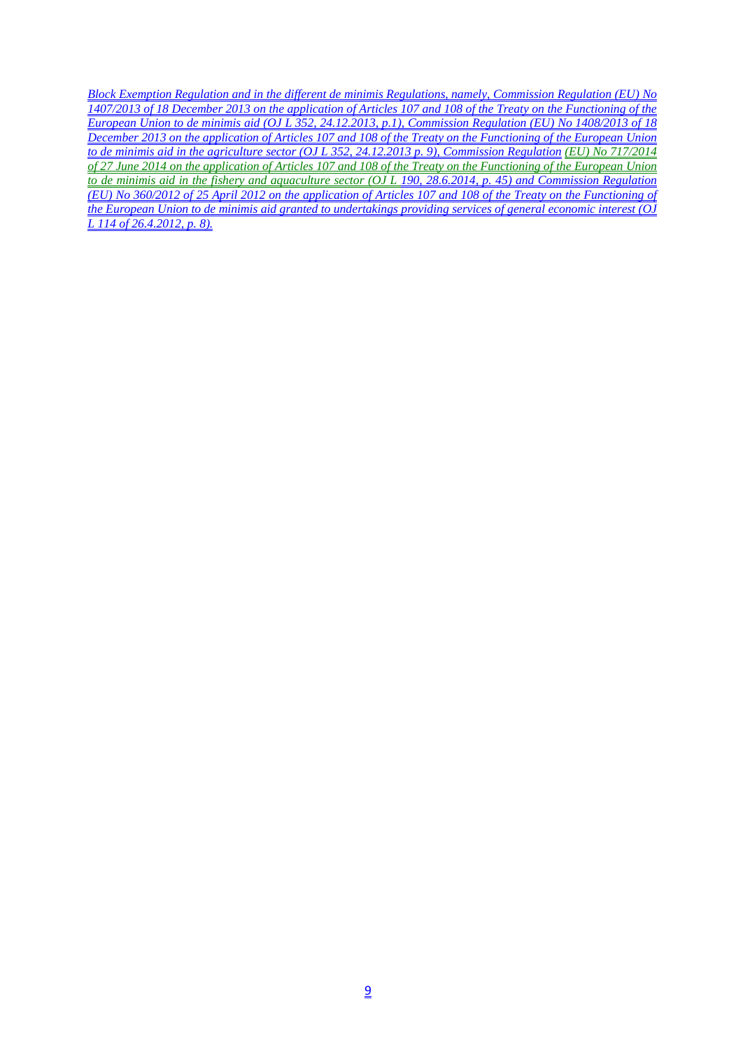*Block Exemption Regulation and in the different de minimis Regulations, namely, Commission Regulation (EU) No 1407/2013 of 18 December 2013 on the application of Articles 107 and 108 of the Treaty on the Functioning of the European Union to de minimis aid (OJ L 352, 24.12.2013, p.1), Commission Regulation (EU) No 1408/2013 of 18 December 2013 on the application of Articles 107 and 108 of the Treaty on the Functioning of the European Union to de minimis aid in the agriculture sector (OJ L 352, 24.12.2013 p. 9), Commission Regulation (EU) No 717/2014 of 27 June 2014 on the application of Articles 107 and 108 of the Treaty on the Functioning of the European Union to de minimis aid in the fishery and aquaculture sector (OJ L 190, 28.6.2014, p. 45) and Commission Regulation (EU) No 360/2012 of 25 April 2012 on the application of Articles 107 and 108 of the Treaty on the Functioning of the European Union to de minimis aid granted to undertakings providing services of general economic interest (OJ L 114 of 26.4.2012, p. 8).*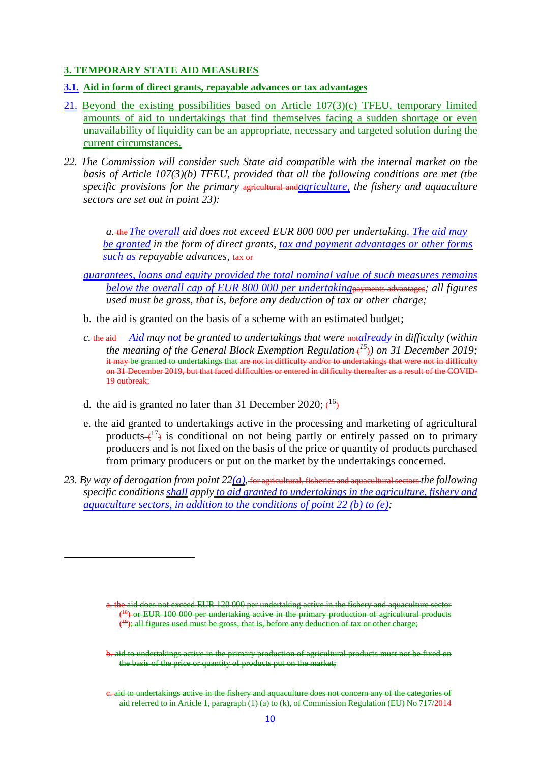## 3. TEMPORARY STATE AID MEASURES

### 3.1. Aid in form of direct grants, repayable advances or tax advantages

21. Beyond the existing possibilities based on Article 107(3)(c) TFEU, temporary limited amounts of aid to undertakings that find themselves facing a sudden shortage or even unavailability of liquidity can be an appropriate, necessary and targeted solution during the current circumstances.

22. *The Commission will consider such State aid compatible with the internal market on the basis of Article 107(3)(b) TFEU, provided that all the following conditions are met (the specific provisions for the primary ~~agricultural and~~agriculture, the fishery and aquaculture sectors are set out in point 23):*

   a. ~~the~~ *The overall aid does not exceed EUR 800 000 per undertaking. The aid may be granted in the form of direct grants, tax and payment advantages or other forms such as repayable advances,* ~~tax or~~ *guarantees, loans and equity provided the total nominal value of such measures remains below the overall cap of EUR 800 000 per undertaking*~~payments advantages~~*; all figures used must be gross, that is, before any deduction of tax or other charge;*

   b. the aid is granted on the basis of a scheme with an estimated budget;

   c. ~~the aid~~ *Aid may not be granted to undertakings that were* ~~not~~*already in difficulty (within the meaning of the General Block Exemption Regulation* ~~(~~[15]~~)~~*) on 31 December 2019;* ~~it may be granted to undertakings that are not in difficulty and/or to undertakings that were not in difficulty on 31 December 2019, but that faced difficulties or entered in difficulty thereafter as a result of the COVID-19 outbreak;~~

   d. the aid is granted no later than 31 December 2020; ~~(~~[16]~~)~~

   e. the aid granted to undertakings active in the processing and marketing of agricultural products ~~(~~[17]~~)~~ is conditional on not being partly or entirely passed on to primary producers and is not fixed on the basis of the price or quantity of products purchased from primary producers or put on the market by the undertakings concerned.

23. *By way of derogation from point 22(a),* ~~for agricultural, fisheries and aquacultural sectors~~ *the following specific conditions shall apply to aid granted to undertakings in the agriculture, fishery and aquaculture sectors, in addition to the conditions of point 22 (b) to (e):*

~~a. the aid does not exceed EUR 120 000 per undertaking active in the fishery and aquaculture sector ([18]) or EUR 100 000 per undertaking active in the primary production of agricultural products ([19]); all figures used must be gross, that is, before any deduction of tax or other charge;~~

~~b. aid to undertakings active in the primary production of agricultural products must not be fixed on the basis of the price or quantity of products put on the market;~~

~~c. aid to undertakings active in the fishery and aquaculture does not concern any of the categories of aid referred to in Article 1, paragraph (1) (a) to (k), of Commission Regulation (EU) No 717/2014~~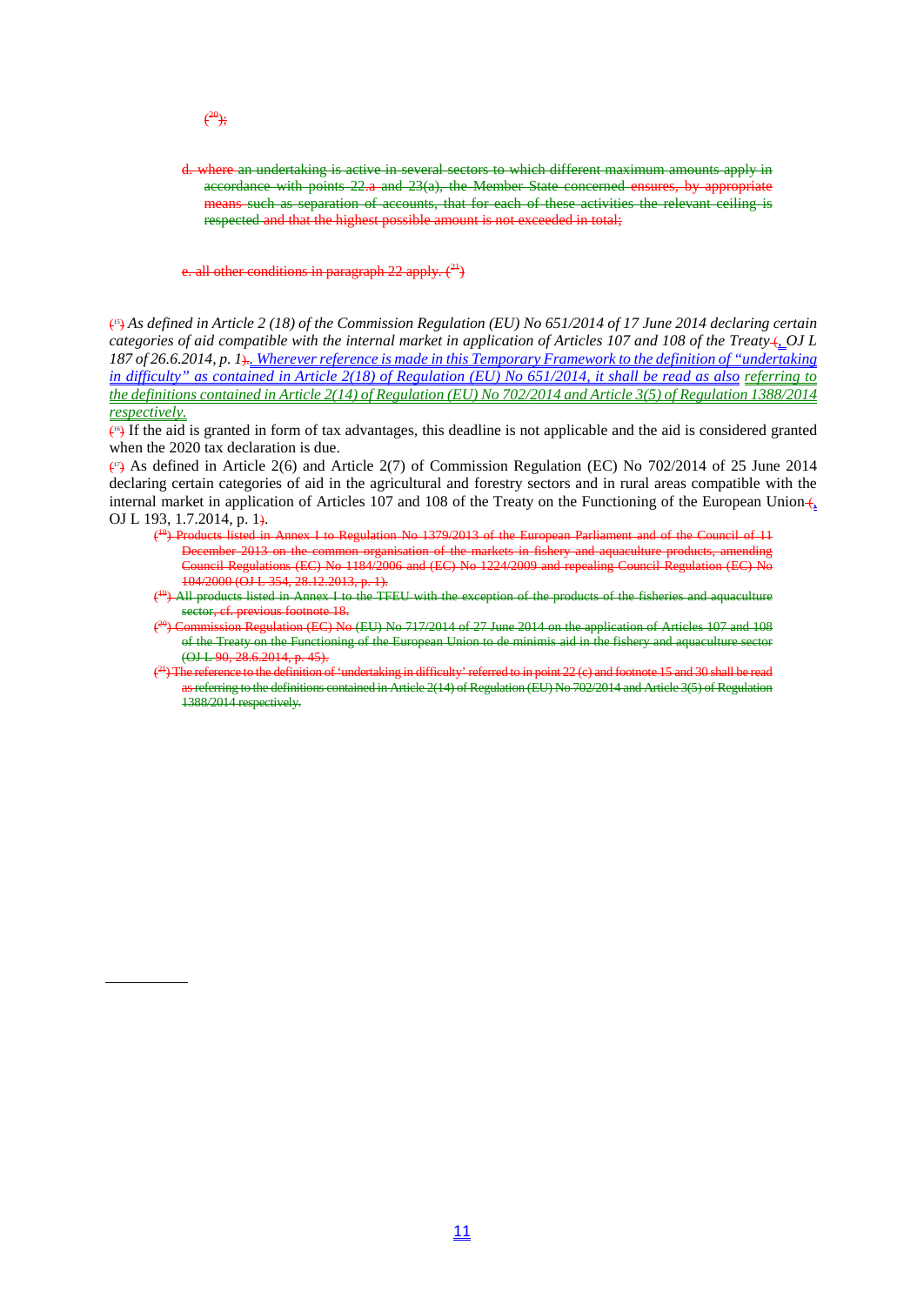([20]);

d. where an undertaking is active in several sectors to which different maximum amounts apply in accordance with points 22.a and 23(a), the Member State concerned ensures, by appropriate means such as separation of accounts, that for each of these activities the relevant ceiling is respected and that the highest possible amount is not exceeded in total;

e. all other conditions in paragraph 22 apply. ([21])

---

([15]) *As defined in Article 2 (18) of the Commission Regulation (EU) No 651/2014 of 17 June 2014 declaring certain categories of aid compatible with the internal market in application of Articles 107 and 108 of the Treaty (, OJ L 187 of 26.6.2014, p. 1). Wherever reference is made in this Temporary Framework to the definition of "undertaking in difficulty" as contained in Article 2(18) of Regulation (EU) No 651/2014, it shall be read as also referring to the definitions contained in Article 2(14) of Regulation (EU) No 702/2014 and Article 3(5) of Regulation 1388/2014 respectively.*

([16]) If the aid is granted in form of tax advantages, this deadline is not applicable and the aid is considered granted when the 2020 tax declaration is due.

([17]) As defined in Article 2(6) and Article 2(7) of Commission Regulation (EC) No 702/2014 of 25 June 2014 declaring certain categories of aid in the agricultural and forestry sectors and in rural areas compatible with the internal market in application of Articles 107 and 108 of the Treaty on the Functioning of the European Union (, OJ L 193, 1.7.2014, p. 1).

([18]) Products listed in Annex I to Regulation No 1379/2013 of the European Parliament and of the Council of 11 December 2013 on the common organisation of the markets in fishery and aquaculture products, amending Council Regulations (EC) No 1184/2006 and (EC) No 1224/2009 and repealing Council Regulation (EC) No 104/2000 (OJ L 354, 28.12.2013, p. 1).

([19]) All products listed in Annex I to the TFEU with the exception of the products of the fisheries and aquaculture sector, cf. previous footnote 18.

([20]) Commission Regulation (EC) No (EU) No 717/2014 of 27 June 2014 on the application of Articles 107 and 108 of the Treaty on the Functioning of the European Union to de minimis aid in the fishery and aquaculture sector (OJ L 90, 28.6.2014, p. 45).

([21]) The reference to the definition of 'undertaking in difficulty' referred to in point 22 (c) and footnote 15 and 30 shall be read as referring to the definitions contained in Article 2(14) of Regulation (EU) No 702/2014 and Article 3(5) of Regulation 1388/2014 respectively.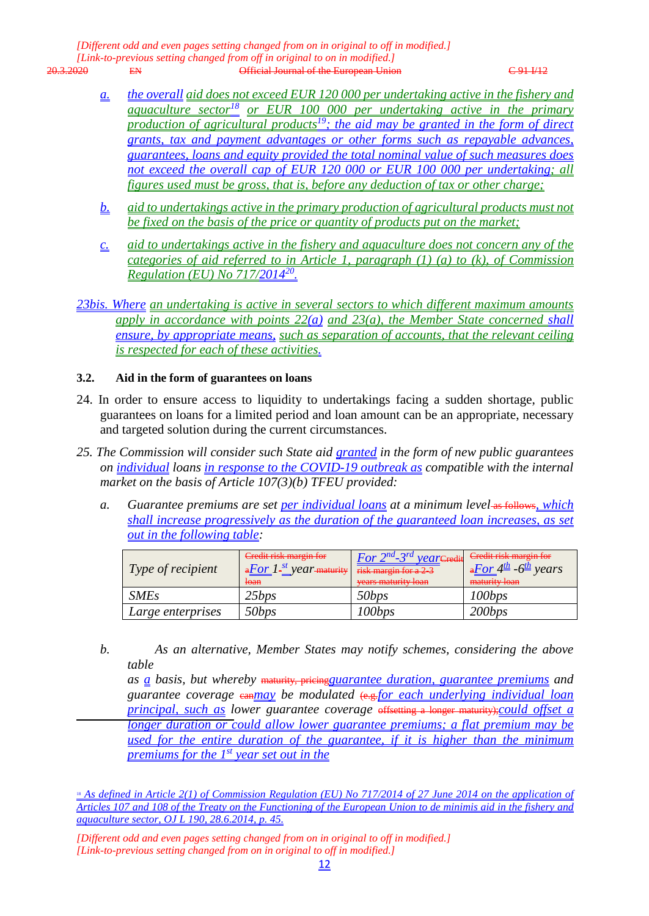a. the overall aid does not exceed EUR 120 000 per undertaking active in the fishery and aquaculture sector[18] or EUR 100 000 per undertaking active in the primary production of agricultural products[19]; the aid may be granted in the form of direct grants, tax and payment advantages or other forms such as repayable advances, guarantees, loans and equity provided the total nominal value of such measures does not exceed the overall cap of EUR 120 000 or EUR 100 000 per undertaking; all figures used must be gross, that is, before any deduction of tax or other charge;

b. aid to undertakings active in the primary production of agricultural products must not be fixed on the basis of the price or quantity of products put on the market;

c. aid to undertakings active in the fishery and aquaculture does not concern any of the categories of aid referred to in Article 1, paragraph (1) (a) to (k), of Commission Regulation (EU) No 717/2014[20].

23bis. Where an undertaking is active in several sectors to which different maximum amounts apply in accordance with points 22(a) and 23(a), the Member State concerned shall ensure, by appropriate means, such as separation of accounts, that the relevant ceiling is respected for each of these activities.

### 3.2. Aid in the form of guarantees on loans

24. In order to ensure access to liquidity to undertakings facing a sudden shortage, public guarantees on loans for a limited period and loan amount can be an appropriate, necessary and targeted solution during the current circumstances.

*25. The Commission will consider such State aid granted in the form of new public guarantees on individual loans in response to the COVID-19 outbreak as compatible with the internal market on the basis of Article 107(3)(b) TFEU provided:*

*a. Guarantee premiums are set per individual loans at a minimum level, which shall increase progressively as the duration of the guaranteed loan increases, as set out in the following table:*

| *Type of recipient* | *For 1st year* | *For 2nd-3rd year* | *For 4th-6th years* |
|---|---|---|---|
| *SMEs* | *25bps* | *50bps* | *100bps* |
| *Large enterprises* | *50bps* | *100bps* | *200bps* |

*b. As an alternative, Member States may notify schemes, considering the above table as a basis, but whereby guarantee duration, guarantee premiums and guarantee coverage may be modulated for each underlying individual loan principal, such as lower guarantee coverage could offset a longer duration or could allow lower guarantee premiums; a flat premium may be used for the entire duration of the guarantee, if it is higher than the minimum premiums for the 1st year set out in the*

---

[18] As defined in Article 2(1) of Commission Regulation (EU) No 717/2014 of 27 June 2014 on the application of Articles 107 and 108 of the Treaty on the Functioning of the European Union to de minimis aid in the fishery and aquaculture sector, OJ L 190, 28.6.2014, p. 45.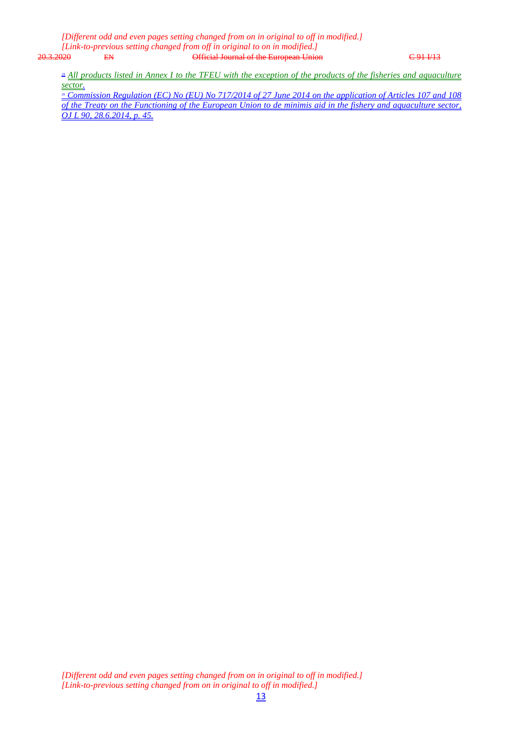[Different odd and even pages setting changed from on in original to off in modified.]
[Link-to-previous setting changed from off in original to on in modified.]

[19] All products listed in Annex I to the TFEU with the exception of the products of the fisheries and aquaculture sector.

[20] Commission Regulation (EC) No (EU) No 717/2014 of 27 June 2014 on the application of Articles 107 and 108 of the Treaty on the Functioning of the European Union to de minimis aid in the fishery and aquaculture sector, OJ L 90, 28.6.2014, p. 45.

[Different odd and even pages setting changed from on in original to off in modified.]
[Link-to-previous setting changed from on in original to off in modified.]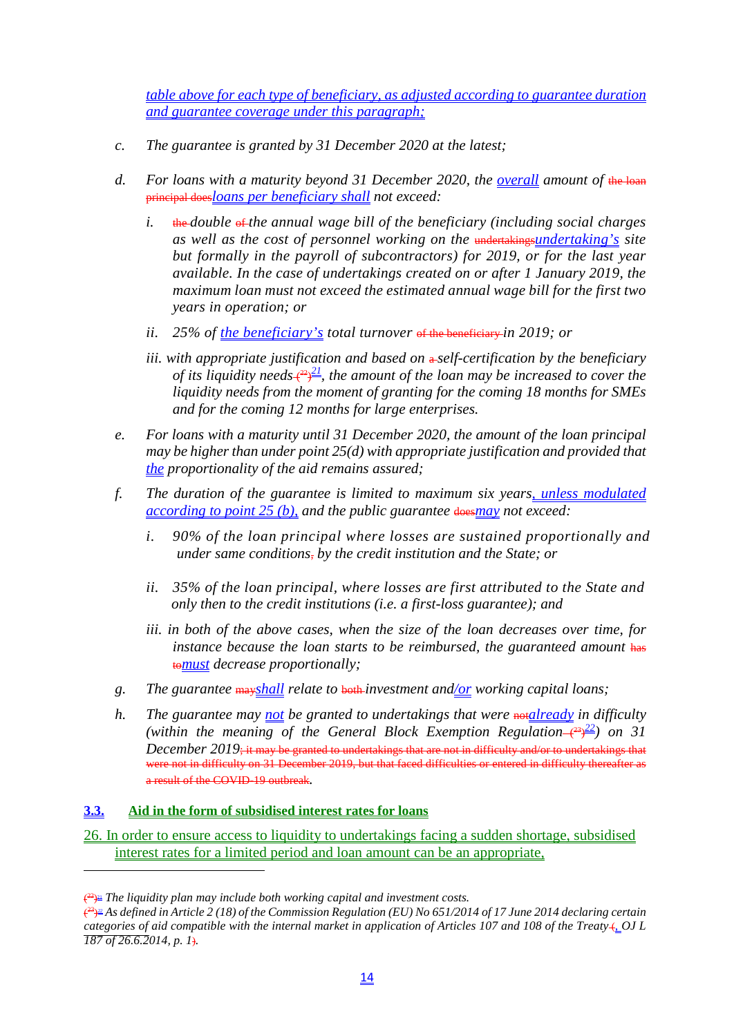*table above for each type of beneficiary, as adjusted according to guarantee duration and guarantee coverage under this paragraph;*

c. *The guarantee is granted by 31 December 2020 at the latest;*

d. *For loans with a maturity beyond 31 December 2020, the overall amount of the loan principal does loans per beneficiary shall not exceed:*

   i. *the double of the annual wage bill of the beneficiary (including social charges as well as the cost of personnel working on the undertakings undertaking's site but formally in the payroll of subcontractors) for 2019, or for the last year available. In the case of undertakings created on or after 1 January 2019, the maximum loan must not exceed the estimated annual wage bill for the first two years in operation; or*

   ii. *25% of the beneficiary's total turnover of the beneficiary in 2019; or*

   iii. *with appropriate justification and based on a self-certification by the beneficiary of its liquidity needs (22)[21], the amount of the loan may be increased to cover the liquidity needs from the moment of granting for the coming 18 months for SMEs and for the coming 12 months for large enterprises.*

e. *For loans with a maturity until 31 December 2020, the amount of the loan principal may be higher than under point 25(d) with appropriate justification and provided that the proportionality of the aid remains assured;*

f. *The duration of the guarantee is limited to maximum six years, unless modulated according to point 25 (b), and the public guarantee does may not exceed:*

   i. *90% of the loan principal where losses are sustained proportionally and under same conditions, by the credit institution and the State; or*

   ii. *35% of the loan principal, where losses are first attributed to the State and only then to the credit institutions (i.e. a first-loss guarantee); and*

   iii. *in both of the above cases, when the size of the loan decreases over time, for instance because the loan starts to be reimbursed, the guaranteed amount has to must decrease proportionally;*

g. *The guarantee may shall relate to both investment and/or working capital loans;*

h. *The guarantee may not be granted to undertakings that were not already in difficulty (within the meaning of the General Block Exemption Regulation (23)[22]) on 31 December 2019; it may be granted to undertakings that are not in difficulty and/or to undertakings that were not in difficulty on 31 December 2019, but that faced difficulties or entered in difficulty thereafter as a result of the COVID-19 outbreak.*

## 3.3. Aid in the form of subsidised interest rates for loans

26. In order to ensure access to liquidity to undertakings facing a sudden shortage, subsidised interest rates for a limited period and loan amount can be an appropriate,

---

(22)[21] *The liquidity plan may include both working capital and investment costs.*

(23)[22] *As defined in Article 2 (18) of the Commission Regulation (EU) No 651/2014 of 17 June 2014 declaring certain categories of aid compatible with the internal market in application of Articles 107 and 108 of the Treaty (, OJ L 187 of 26.6.2014, p. 1).*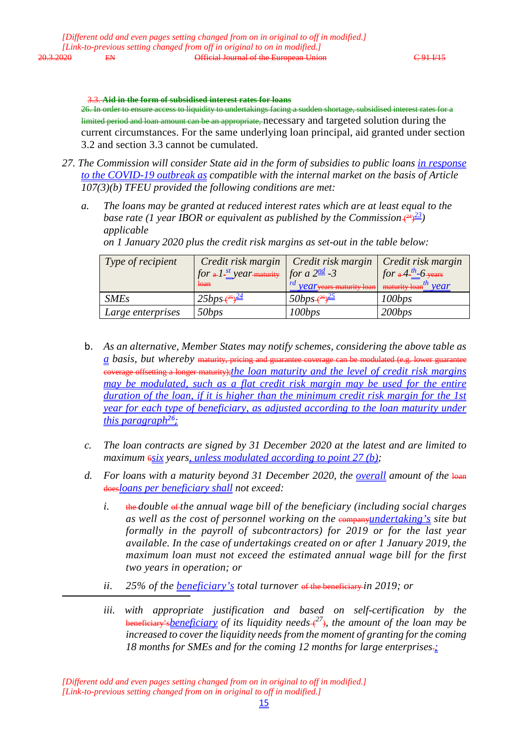*[Different odd and even pages setting changed from on in original to off in modified.]*
*[Link-to-previous setting changed from off in original to on in modified.]*

3.3. **Aid in the form of subsidised interest rates for loans**

26. In order to ensure access to liquidity to undertakings facing a sudden shortage, subsidised interest rates for a limited period and loan amount can be an appropriate, necessary and targeted solution during the current circumstances. For the same underlying loan principal, aid granted under section 3.2 and section 3.3 cannot be cumulated.

*27. The Commission will consider State aid in the form of subsidies to public loans in response to the COVID-19 outbreak as compatible with the internal market on the basis of Article 107(3)(b) TFEU provided the following conditions are met:*

*a. The loans may be granted at reduced interest rates which are at least equal to the base rate (1 year IBOR or equivalent as published by the Commission (24)[23]) applicable on 1 January 2020 plus the credit risk margins as set-out in the table below:*

| *Type of recipient* | *Credit risk margin for a 1-st year maturity loan* | *Credit risk margin for a 2nd -3 rd year years maturity loan* | *Credit risk margin for a 4-th -6 years maturity loan th year* |
|---|---|---|---|
| *SMEs* | *25bps (25)[24]* | *50bps (26)[25]* | *100bps* |
| *Large enterprises* | *50bps* | *100bps* | *200bps* |

*b. As an alternative, Member States may notify schemes, considering the above table as a basis, but whereby maturity, pricing and guarantee coverage can be modulated (e.g. lower guarantee coverage offsetting a longer maturity);the loan maturity and the level of credit risk margins may be modulated, such as a flat credit risk margin may be used for the entire duration of the loan, if it is higher than the minimum credit risk margin for the 1st year for each type of beneficiary, as adjusted according to the loan maturity under this paragraph[26];*

*c. The loan contracts are signed by 31 December 2020 at the latest and are limited to maximum 6six years, unless modulated according to point 27 (b);*

*d. For loans with a maturity beyond 31 December 2020, the overall amount of the loan doesloans per beneficiary shall not exceed:*

*i. the double of the annual wage bill of the beneficiary (including social charges as well as the cost of personnel working on the companyundertaking's site but formally in the payroll of subcontractors) for 2019 or for the last year available. In the case of undertakings created on or after 1 January 2019, the maximum loan must not exceed the estimated annual wage bill for the first two years in operation; or*

*ii. 25% of the beneficiary's total turnover of the beneficiary in 2019; or*

*iii. with appropriate justification and based on self-certification by the beneficiary'sbeneficiary of its liquidity needs (27), the amount of the loan may be increased to cover the liquidity needs from the moment of granting for the coming 18 months for SMEs and for the coming 12 months for large enterprises.;*

*[Different odd and even pages setting changed from on in original to off in modified.]*
*[Link-to-previous setting changed from on in original to off in modified.]*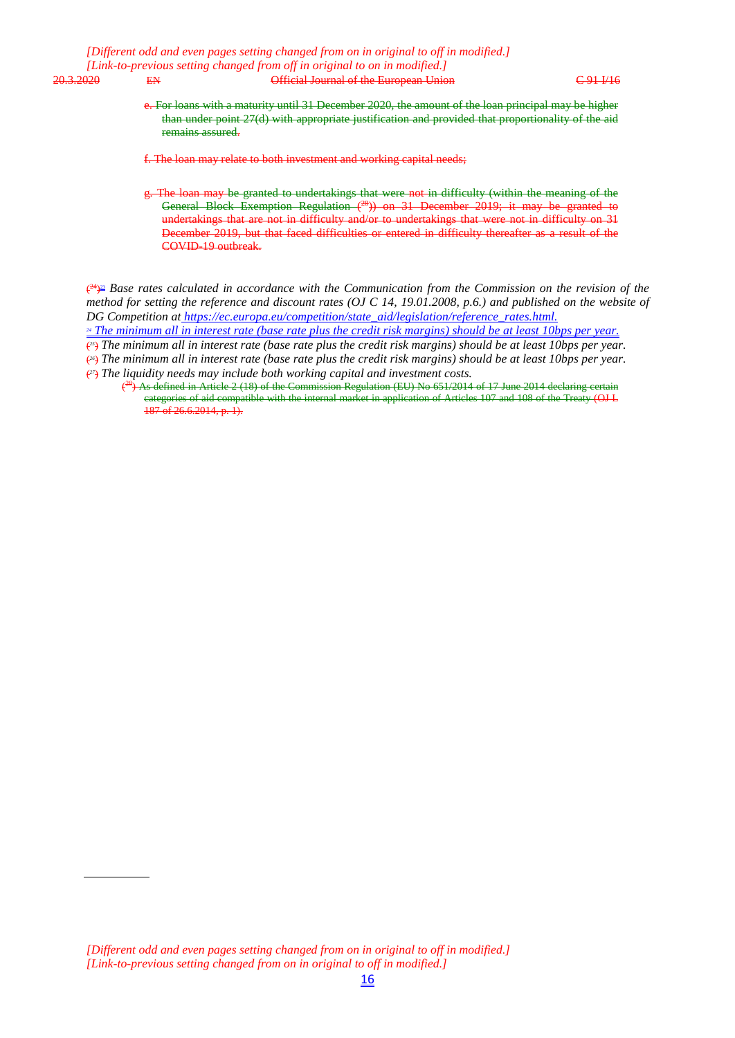[Different odd and even pages setting changed from on in original to off in modified.]
[Link-to-previous setting changed from off in original to on in modified.]

e. For loans with a maturity until 31 December 2020, the amount of the loan principal may be higher than under point 27(d) with appropriate justification and provided that proportionality of the aid remains assured.

f. The loan may relate to both investment and working capital needs;

g. The loan may be granted to undertakings that were not in difficulty (within the meaning of the General Block Exemption Regulation ([28])) on 31 December 2019; it may be granted to undertakings that are not in difficulty and/or to undertakings that were not in difficulty on 31 December 2019, but that faced difficulties or entered in difficulty thereafter as a result of the COVID-19 outbreak.

([24])[23] *Base rates calculated in accordance with the Communication from the Commission on the revision of the method for setting the reference and discount rates (OJ C 14, 19.01.2008, p.6.) and published on the website of DG Competition at https://ec.europa.eu/competition/state_aid/legislation/reference_rates.html.*

[24] *The minimum all in interest rate (base rate plus the credit risk margins) should be at least 10bps per year.*

([25]) *The minimum all in interest rate (base rate plus the credit risk margins) should be at least 10bps per year.*

([26]) *The minimum all in interest rate (base rate plus the credit risk margins) should be at least 10bps per year.*

([27]) *The liquidity needs may include both working capital and investment costs.*

([28]) As defined in Article 2 (18) of the Commission Regulation (EU) No 651/2014 of 17 June 2014 declaring certain categories of aid compatible with the internal market in application of Articles 107 and 108 of the Treaty (OJ L 187 of 26.6.2014, p. 1).

[Different odd and even pages setting changed from on in original to off in modified.]
[Link-to-previous setting changed from on in original to off in modified.]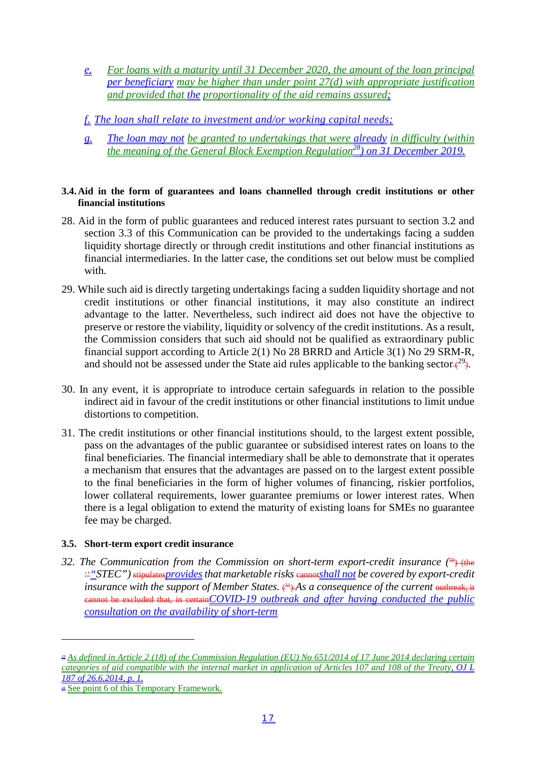e. *For loans with a maturity until 31 December 2020, the amount of the loan principal per beneficiary may be higher than under point 27(d) with appropriate justification and provided that the proportionality of the aid remains assured;*

f. *The loan shall relate to investment and/or working capital needs;*

g. *The loan may not be granted to undertakings that were already in difficulty (within the meaning of the General Block Exemption Regulation[28]) on 31 December 2019.*

**3.4. Aid in the form of guarantees and loans channelled through credit institutions or other financial institutions**

28. Aid in the form of public guarantees and reduced interest rates pursuant to section 3.2 and section 3.3 of this Communication can be provided to the undertakings facing a sudden liquidity shortage directly or through credit institutions and other financial institutions as financial intermediaries. In the latter case, the conditions set out below must be complied with.

29. While such aid is directly targeting undertakings facing a sudden liquidity shortage and not credit institutions or other financial institutions, it may also constitute an indirect advantage to the latter. Nevertheless, such indirect aid does not have the objective to preserve or restore the viability, liquidity or solvency of the credit institutions. As a result, the Commission considers that such aid should not be qualified as extraordinary public financial support according to Article 2(1) No 28 BRRD and Article 3(1) No 29 SRM-R, and should not be assessed under the State aid rules applicable to the banking sector (29).

30. In any event, it is appropriate to introduce certain safeguards in relation to the possible indirect aid in favour of the credit institutions or other financial institutions to limit undue distortions to competition.

31. The credit institutions or other financial institutions should, to the largest extent possible, pass on the advantages of the public guarantee or subsidised interest rates on loans to the final beneficiaries. The financial intermediary shall be able to demonstrate that it operates a mechanism that ensures that the advantages are passed on to the largest extent possible to the final beneficiaries in the form of higher volumes of financing, riskier portfolios, lower collateral requirements, lower guarantee premiums or lower interest rates. When there is a legal obligation to extend the maturity of existing loans for SMEs no guarantee fee may be charged.

**3.5. Short-term export credit insurance**

32. *The Communication from the Commission on short-term export-credit insurance (30) (the "STEC") ~~stipulates~~provides that marketable risks ~~cannot~~shall not be covered by export-credit insurance with the support of Member States. (31) As a consequence of the current ~~outbreak, it cannot be excluded that, in certain~~COVID-19 outbreak and after having conducted the public consultation on the availability of short-term*

---

[28] *As defined in Article 2 (18) of the Commission Regulation (EU) No 651/2014 of 17 June 2014 declaring certain categories of aid compatible with the internal market in application of Articles 107 and 108 of the Treaty, OJ L 187 of 26.6.2014, p. 1.*

[29] See point 6 of this Temporary Framework.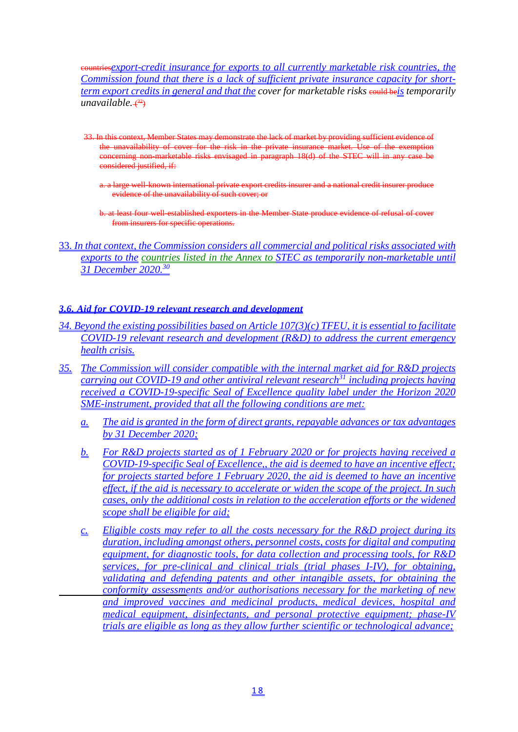countriesexport-credit insurance for exports to all currently marketable risk countries, the Commission found that there is a lack of sufficient private insurance capacity for short-term export credits in general and that the cover for marketable risks could beis temporarily unavailable. (32)

33. In this context, Member States may demonstrate the lack of market by providing sufficient evidence of the unavailability of cover for the risk in the private insurance market. Use of the exemption concerning non-marketable risks envisaged in paragraph 18(d) of the STEC will in any case be considered justified, if:

a. a large well-known international private export credits insurer and a national credit insurer produce evidence of the unavailability of such cover; or

b. at least four well-established exporters in the Member State produce evidence of refusal of cover from insurers for specific operations.

33. *In that context, the Commission considers all commercial and political risks associated with exports to the countries listed in the Annex to STEC as temporarily non-marketable until 31 December 2020.*[30]

### *3.6. Aid for COVID-19 relevant research and development*

*34. Beyond the existing possibilities based on Article 107(3)(c) TFEU, it is essential to facilitate COVID-19 relevant research and development (R&D) to address the current emergency health crisis.*

*35. The Commission will consider compatible with the internal market aid for R&D projects carrying out COVID-19 and other antiviral relevant research*[31] *including projects having received a COVID-19-specific Seal of Excellence quality label under the Horizon 2020 SME-instrument, provided that all the following conditions are met:*

*a. The aid is granted in the form of direct grants, repayable advances or tax advantages by 31 December 2020;*

*b. For R&D projects started as of 1 February 2020 or for projects having received a COVID-19-specific Seal of Excellence,, the aid is deemed to have an incentive effect; for projects started before 1 February 2020, the aid is deemed to have an incentive effect, if the aid is necessary to accelerate or widen the scope of the project. In such cases, only the additional costs in relation to the acceleration efforts or the widened scope shall be eligible for aid;*

*c. Eligible costs may refer to all the costs necessary for the R&D project during its duration, including amongst others, personnel costs, costs for digital and computing equipment, for diagnostic tools, for data collection and processing tools, for R&D services, for pre-clinical and clinical trials (trial phases I-IV), for obtaining, validating and defending patents and other intangible assets, for obtaining the conformity assessments and/or authorisations necessary for the marketing of new and improved vaccines and medicinal products, medical devices, hospital and medical equipment, disinfectants, and personal protective equipment; phase-IV trials are eligible as long as they allow further scientific or technological advance;*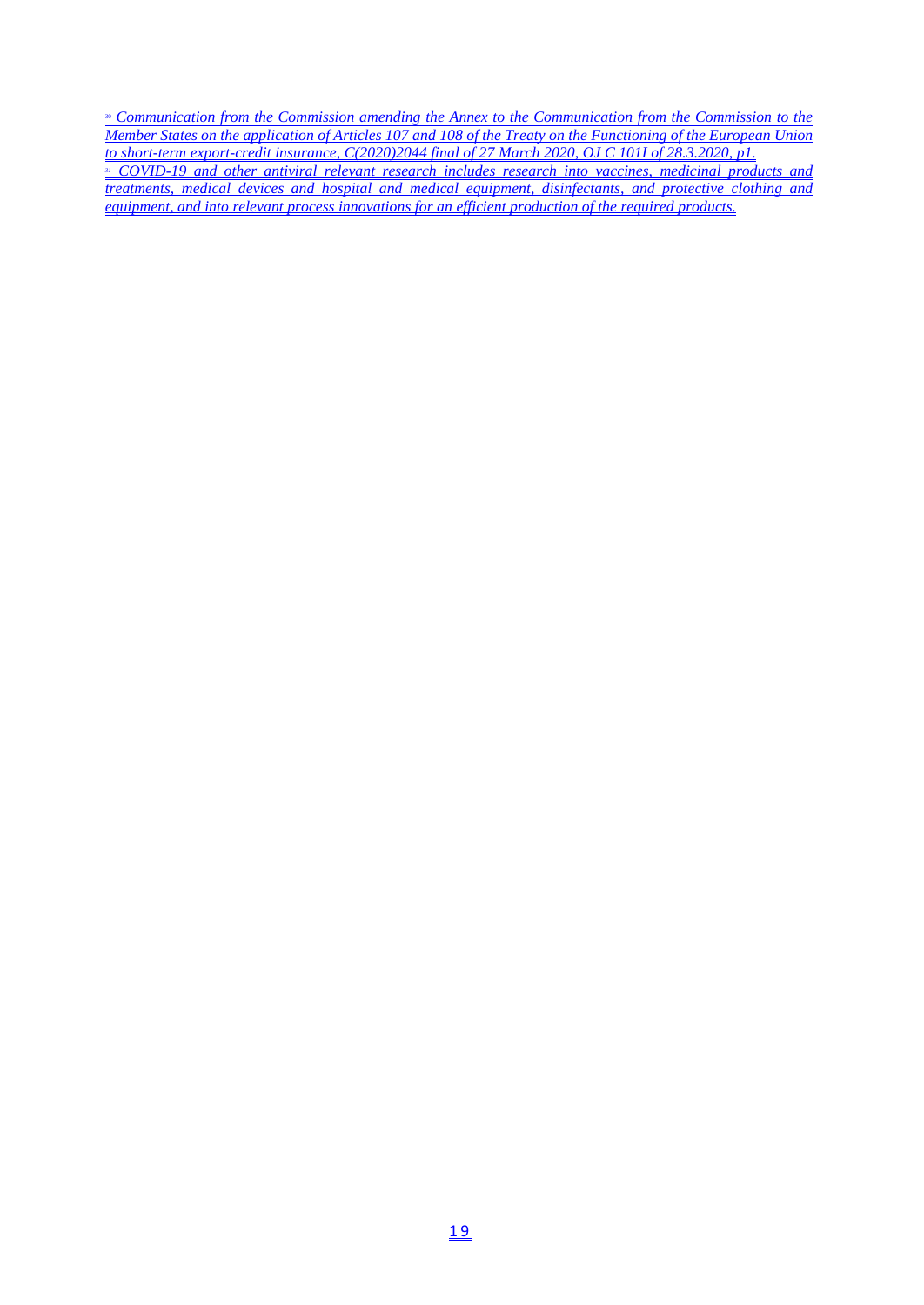[30] *Communication from the Commission amending the Annex to the Communication from the Commission to the Member States on the application of Articles 107 and 108 of the Treaty on the Functioning of the European Union to short-term export-credit insurance, C(2020)2044 final of 27 March 2020, OJ C 101I of 28.3.2020, p1.*

[31] *COVID-19 and other antiviral relevant research includes research into vaccines, medicinal products and treatments, medical devices and hospital and medical equipment, disinfectants, and protective clothing and equipment, and into relevant process innovations for an efficient production of the required products.*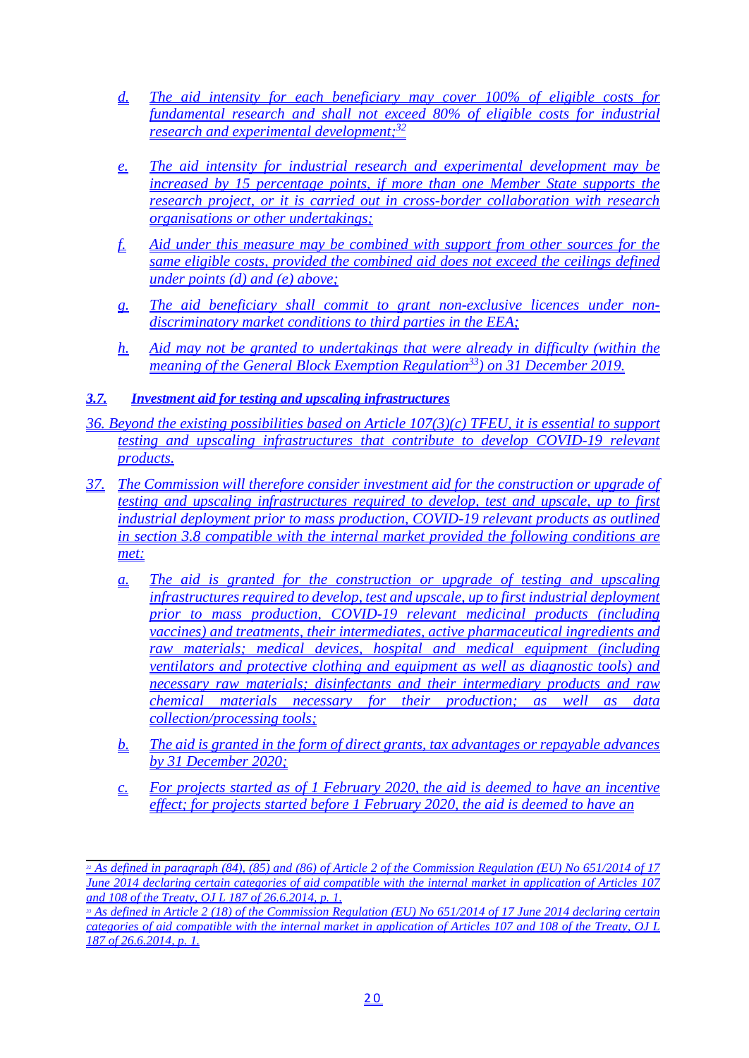d. The aid intensity for each beneficiary may cover 100% of eligible costs for fundamental research and shall not exceed 80% of eligible costs for industrial research and experimental development;[32]

e. The aid intensity for industrial research and experimental development may be increased by 15 percentage points, if more than one Member State supports the research project, or it is carried out in cross-border collaboration with research organisations or other undertakings;

f. Aid under this measure may be combined with support from other sources for the same eligible costs, provided the combined aid does not exceed the ceilings defined under points (d) and (e) above;

g. The aid beneficiary shall commit to grant non-exclusive licences under non-discriminatory market conditions to third parties in the EEA;

h. Aid may not be granted to undertakings that were already in difficulty (within the meaning of the General Block Exemption Regulation[33]) on 31 December 2019.

### 3.7. *Investment aid for testing and upscaling infrastructures*

36. Beyond the existing possibilities based on Article 107(3)(c) TFEU, it is essential to support testing and upscaling infrastructures that contribute to develop COVID-19 relevant products.

37. The Commission will therefore consider investment aid for the construction or upgrade of testing and upscaling infrastructures required to develop, test and upscale, up to first industrial deployment prior to mass production, COVID-19 relevant products as outlined in section 3.8 compatible with the internal market provided the following conditions are met:

a. The aid is granted for the construction or upgrade of testing and upscaling infrastructures required to develop, test and upscale, up to first industrial deployment prior to mass production, COVID-19 relevant medicinal products (including vaccines) and treatments, their intermediates, active pharmaceutical ingredients and raw materials; medical devices, hospital and medical equipment (including ventilators and protective clothing and equipment as well as diagnostic tools) and necessary raw materials; disinfectants and their intermediary products and raw chemical materials necessary for their production; as well as data collection/processing tools;

b. The aid is granted in the form of direct grants, tax advantages or repayable advances by 31 December 2020;

c. For projects started as of 1 February 2020, the aid is deemed to have an incentive effect; for projects started before 1 February 2020, the aid is deemed to have an

---

[32] As defined in paragraph (84), (85) and (86) of Article 2 of the Commission Regulation (EU) No 651/2014 of 17 June 2014 declaring certain categories of aid compatible with the internal market in application of Articles 107 and 108 of the Treaty, OJ L 187 of 26.6.2014, p. 1.

[33] As defined in Article 2 (18) of the Commission Regulation (EU) No 651/2014 of 17 June 2014 declaring certain categories of aid compatible with the internal market in application of Articles 107 and 108 of the Treaty, OJ L 187 of 26.6.2014, p. 1.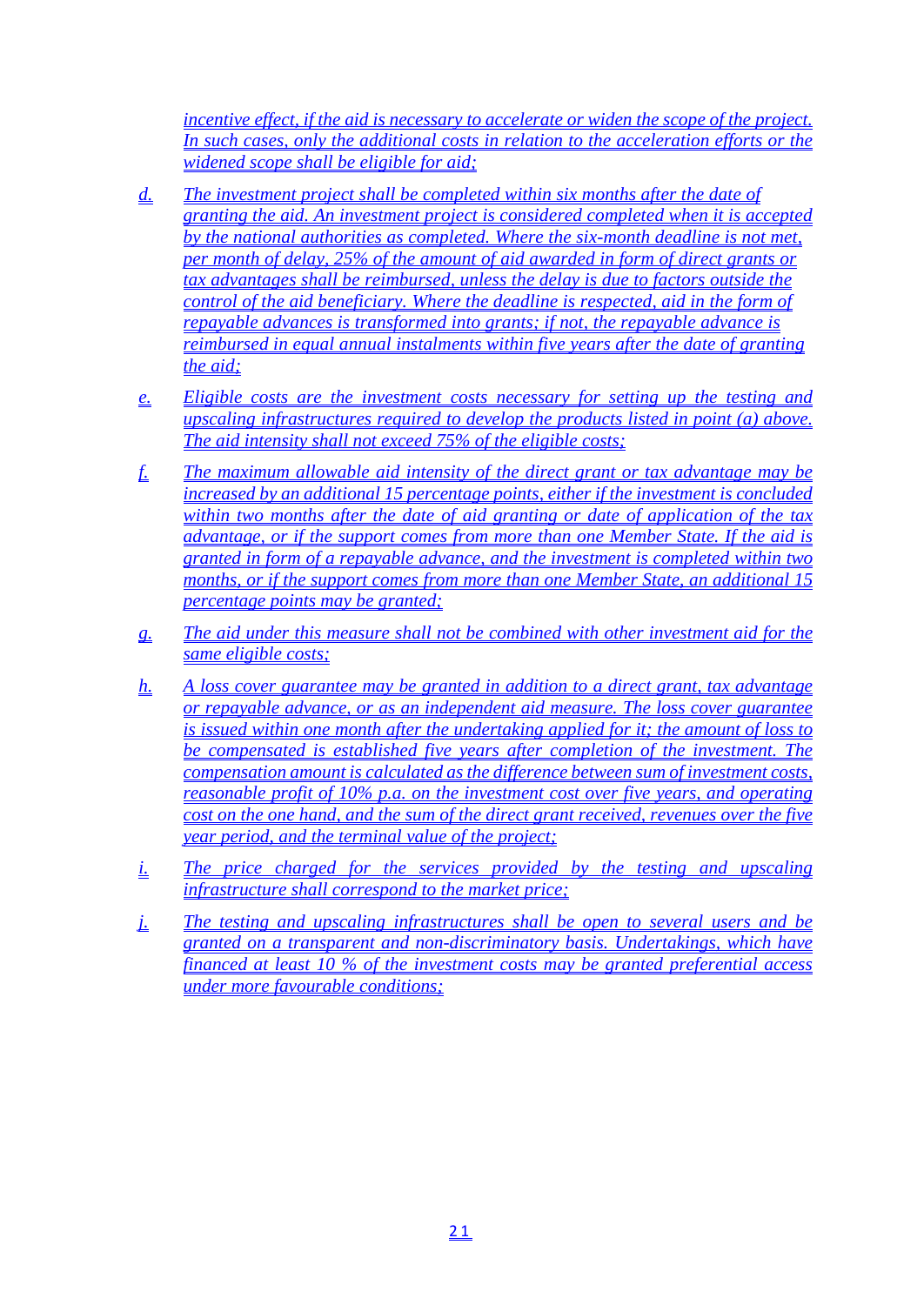*incentive effect, if the aid is necessary to accelerate or widen the scope of the project. In such cases, only the additional costs in relation to the acceleration efforts or the widened scope shall be eligible for aid;*

d. *The investment project shall be completed within six months after the date of granting the aid. An investment project is considered completed when it is accepted by the national authorities as completed. Where the six-month deadline is not met, per month of delay, 25% of the amount of aid awarded in form of direct grants or tax advantages shall be reimbursed, unless the delay is due to factors outside the control of the aid beneficiary. Where the deadline is respected, aid in the form of repayable advances is transformed into grants; if not, the repayable advance is reimbursed in equal annual instalments within five years after the date of granting the aid;*

e. *Eligible costs are the investment costs necessary for setting up the testing and upscaling infrastructures required to develop the products listed in point (a) above. The aid intensity shall not exceed 75% of the eligible costs;*

f. *The maximum allowable aid intensity of the direct grant or tax advantage may be increased by an additional 15 percentage points, either if the investment is concluded within two months after the date of aid granting or date of application of the tax advantage, or if the support comes from more than one Member State. If the aid is granted in form of a repayable advance, and the investment is completed within two months, or if the support comes from more than one Member State, an additional 15 percentage points may be granted;*

g. *The aid under this measure shall not be combined with other investment aid for the same eligible costs;*

h. *A loss cover guarantee may be granted in addition to a direct grant, tax advantage or repayable advance, or as an independent aid measure. The loss cover guarantee is issued within one month after the undertaking applied for it; the amount of loss to be compensated is established five years after completion of the investment. The compensation amount is calculated as the difference between sum of investment costs, reasonable profit of 10% p.a. on the investment cost over five years, and operating cost on the one hand, and the sum of the direct grant received, revenues over the five year period, and the terminal value of the project;*

i. *The price charged for the services provided by the testing and upscaling infrastructure shall correspond to the market price;*

j. *The testing and upscaling infrastructures shall be open to several users and be granted on a transparent and non-discriminatory basis. Undertakings, which have financed at least 10 % of the investment costs may be granted preferential access under more favourable conditions;*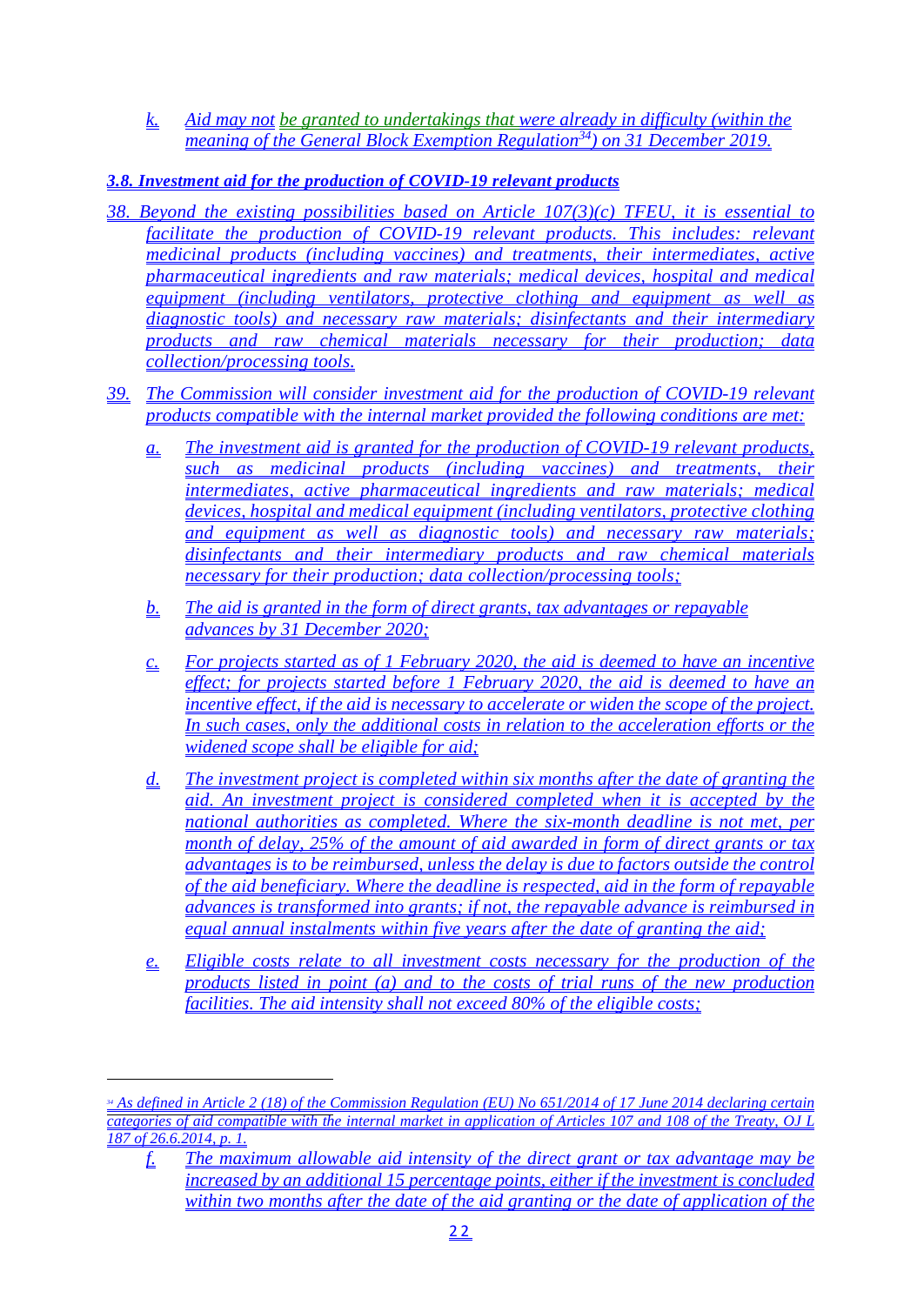k. *Aid may not be granted to undertakings that were already in difficulty (within the meaning of the General Block Exemption Regulation[34]) on 31 December 2019.*

### *3.8. Investment aid for the production of COVID-19 relevant products*

*38. Beyond the existing possibilities based on Article 107(3)(c) TFEU, it is essential to facilitate the production of COVID-19 relevant products. This includes: relevant medicinal products (including vaccines) and treatments, their intermediates, active pharmaceutical ingredients and raw materials; medical devices, hospital and medical equipment (including ventilators, protective clothing and equipment as well as diagnostic tools) and necessary raw materials; disinfectants and their intermediary products and raw chemical materials necessary for their production; data collection/processing tools.*

*39. The Commission will consider investment aid for the production of COVID-19 relevant products compatible with the internal market provided the following conditions are met:*

a. *The investment aid is granted for the production of COVID-19 relevant products, such as medicinal products (including vaccines) and treatments, their intermediates, active pharmaceutical ingredients and raw materials; medical devices, hospital and medical equipment (including ventilators, protective clothing and equipment as well as diagnostic tools) and necessary raw materials; disinfectants and their intermediary products and raw chemical materials necessary for their production; data collection/processing tools;*

b. *The aid is granted in the form of direct grants, tax advantages or repayable advances by 31 December 2020;*

c. *For projects started as of 1 February 2020, the aid is deemed to have an incentive effect; for projects started before 1 February 2020, the aid is deemed to have an incentive effect, if the aid is necessary to accelerate or widen the scope of the project. In such cases, only the additional costs in relation to the acceleration efforts or the widened scope shall be eligible for aid;*

d. *The investment project is completed within six months after the date of granting the aid. An investment project is considered completed when it is accepted by the national authorities as completed. Where the six-month deadline is not met, per month of delay, 25% of the amount of aid awarded in form of direct grants or tax advantages is to be reimbursed, unless the delay is due to factors outside the control of the aid beneficiary. Where the deadline is respected, aid in the form of repayable advances is transformed into grants; if not, the repayable advance is reimbursed in equal annual instalments within five years after the date of granting the aid;*

e. *Eligible costs relate to all investment costs necessary for the production of the products listed in point (a) and to the costs of trial runs of the new production facilities. The aid intensity shall not exceed 80% of the eligible costs;*

f. *The maximum allowable aid intensity of the direct grant or tax advantage may be increased by an additional 15 percentage points, either if the investment is concluded within two months after the date of the aid granting or the date of application of the*

---

[34] *As defined in Article 2 (18) of the Commission Regulation (EU) No 651/2014 of 17 June 2014 declaring certain categories of aid compatible with the internal market in application of Articles 107 and 108 of the Treaty, OJ L 187 of 26.6.2014, p. 1.*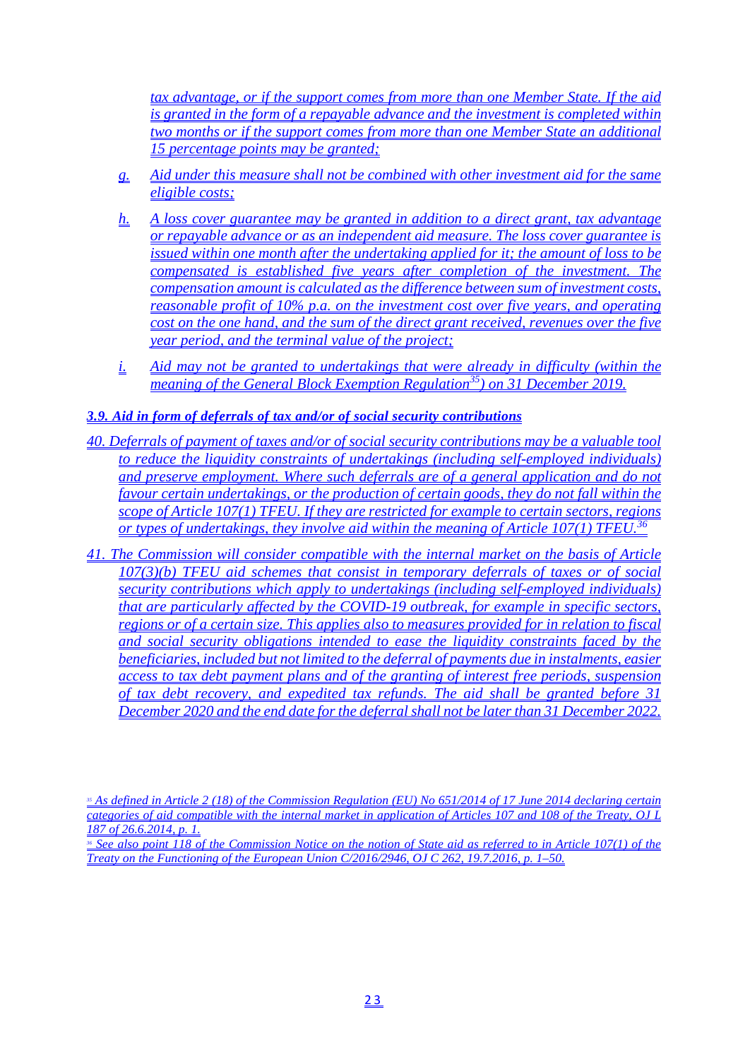*tax advantage, or if the support comes from more than one Member State. If the aid is granted in the form of a repayable advance and the investment is completed within two months or if the support comes from more than one Member State an additional 15 percentage points may be granted;*

*g. Aid under this measure shall not be combined with other investment aid for the same eligible costs;*

*h. A loss cover guarantee may be granted in addition to a direct grant, tax advantage or repayable advance or as an independent aid measure. The loss cover guarantee is issued within one month after the undertaking applied for it; the amount of loss to be compensated is established five years after completion of the investment. The compensation amount is calculated as the difference between sum of investment costs, reasonable profit of 10% p.a. on the investment cost over five years, and operating cost on the one hand, and the sum of the direct grant received, revenues over the five year period, and the terminal value of the project;*

*i. Aid may not be granted to undertakings that were already in difficulty (within the meaning of the General Block Exemption Regulation[35]) on 31 December 2019.*

### *3.9. Aid in form of deferrals of tax and/or of social security contributions*

*40. Deferrals of payment of taxes and/or of social security contributions may be a valuable tool to reduce the liquidity constraints of undertakings (including self-employed individuals) and preserve employment. Where such deferrals are of a general application and do not favour certain undertakings, or the production of certain goods, they do not fall within the scope of Article 107(1) TFEU. If they are restricted for example to certain sectors, regions or types of undertakings, they involve aid within the meaning of Article 107(1) TFEU.[36]*

*41. The Commission will consider compatible with the internal market on the basis of Article 107(3)(b) TFEU aid schemes that consist in temporary deferrals of taxes or of social security contributions which apply to undertakings (including self-employed individuals) that are particularly affected by the COVID-19 outbreak, for example in specific sectors, regions or of a certain size. This applies also to measures provided for in relation to fiscal and social security obligations intended to ease the liquidity constraints faced by the beneficiaries, included but not limited to the deferral of payments due in instalments, easier access to tax debt payment plans and of the granting of interest free periods, suspension of tax debt recovery, and expedited tax refunds. The aid shall be granted before 31 December 2020 and the end date for the deferral shall not be later than 31 December 2022.*

---

*[35] As defined in Article 2 (18) of the Commission Regulation (EU) No 651/2014 of 17 June 2014 declaring certain categories of aid compatible with the internal market in application of Articles 107 and 108 of the Treaty, OJ L 187 of 26.6.2014, p. 1.*

*[36] See also point 118 of the Commission Notice on the notion of State aid as referred to in Article 107(1) of the Treaty on the Functioning of the European Union C/2016/2946, OJ C 262, 19.7.2016, p. 1–50.*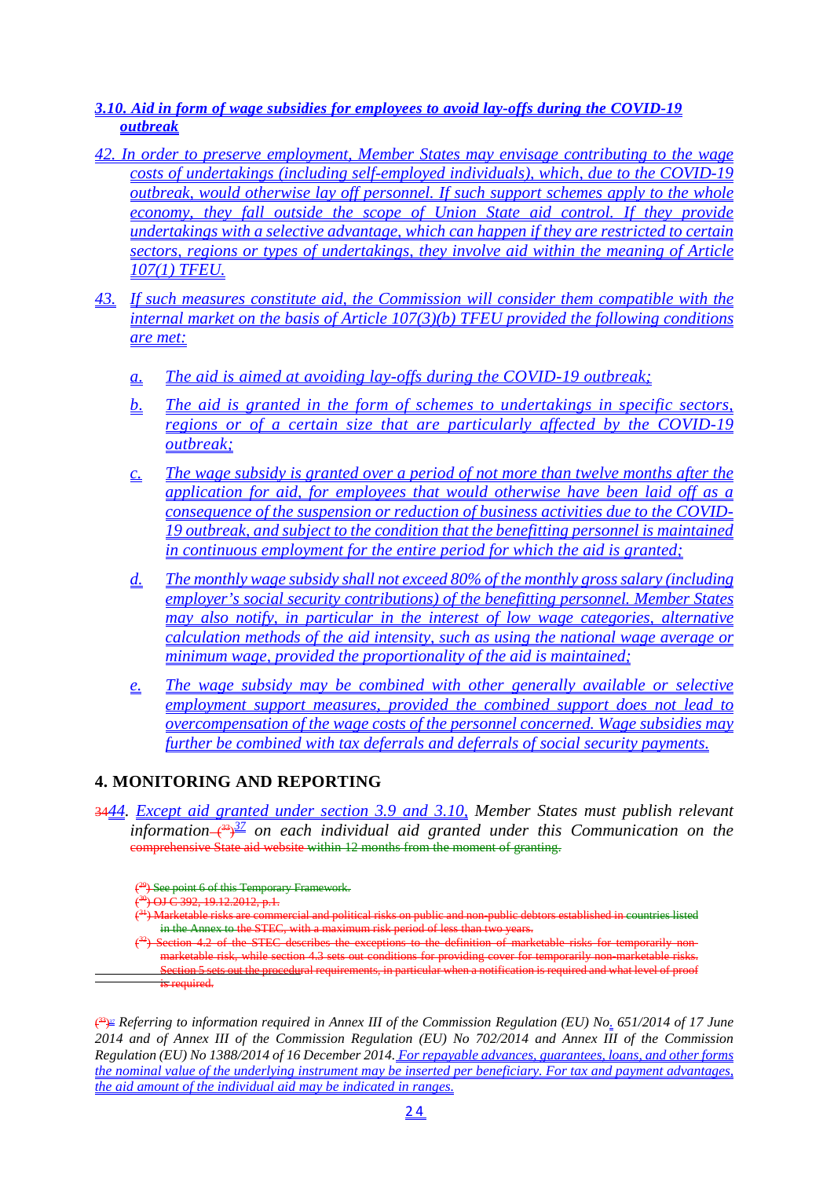### 3.10. Aid in form of wage subsidies for employees to avoid lay-offs during the COVID-19 outbreak

42. In order to preserve employment, Member States may envisage contributing to the wage costs of undertakings (including self-employed individuals), which, due to the COVID-19 outbreak, would otherwise lay off personnel. If such support schemes apply to the whole economy, they fall outside the scope of Union State aid control. If they provide undertakings with a selective advantage, which can happen if they are restricted to certain sectors, regions or types of undertakings, they involve aid within the meaning of Article 107(1) TFEU.

43. If such measures constitute aid, the Commission will consider them compatible with the internal market on the basis of Article 107(3)(b) TFEU provided the following conditions are met:

   a. The aid is aimed at avoiding lay-offs during the COVID-19 outbreak;

   b. The aid is granted in the form of schemes to undertakings in specific sectors, regions or of a certain size that are particularly affected by the COVID-19 outbreak;

   c. The wage subsidy is granted over a period of not more than twelve months after the application for aid, for employees that would otherwise have been laid off as a consequence of the suspension or reduction of business activities due to the COVID-19 outbreak, and subject to the condition that the benefitting personnel is maintained in continuous employment for the entire period for which the aid is granted;

   d. The monthly wage subsidy shall not exceed 80% of the monthly gross salary (including employer's social security contributions) of the benefitting personnel. Member States may also notify, in particular in the interest of low wage categories, alternative calculation methods of the aid intensity, such as using the national wage average or minimum wage, provided the proportionality of the aid is maintained;

   e. The wage subsidy may be combined with other generally available or selective employment support measures, provided the combined support does not lead to overcompensation of the wage costs of the personnel concerned. Wage subsidies may further be combined with tax deferrals and deferrals of social security payments.

## 4. MONITORING AND REPORTING

~~34~~44. Except aid granted under section 3.9 and 3.10, Member States must publish relevant information ~~(33)~~[37] on each individual aid granted under this Communication on the ~~comprehensive State aid website within 12 months from the moment of granting.~~

~~(29) See point 6 of this Temporary Framework.~~

~~(30) OJ C 392, 19.12.2012, p.1.~~

~~(31) Marketable risks are commercial and political risks on public and non-public debtors established in countries listed in the Annex to the STEC, with a maximum risk period of less than two years.~~

~~(32) Section 4.2 of the STEC describes the exceptions to the definition of marketable risks for temporarily non-marketable risk, while section 4.3 sets out conditions for providing cover for temporarily non-marketable risks. Section 5 sets out the procedural requirements, in particular when a notification is required and what level of proof is required.~~

~~(33)~~[37] Referring to information required in Annex III of the Commission Regulation (EU) No. 651/2014 of 17 June 2014 and of Annex III of the Commission Regulation (EU) No 702/2014 and Annex III of the Commission Regulation (EU) No 1388/2014 of 16 December 2014. For repayable advances, guarantees, loans, and other forms the nominal value of the underlying instrument may be inserted per beneficiary. For tax and payment advantages, the aid amount of the individual aid may be indicated in ranges.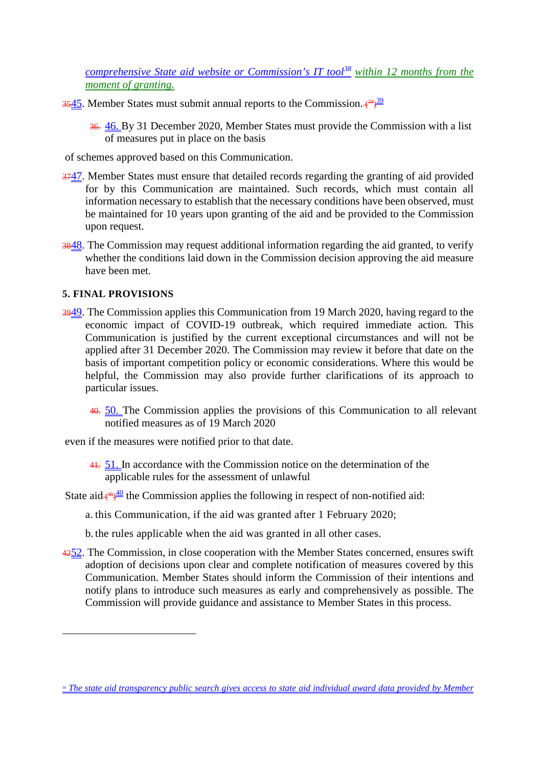*comprehensive State aid website or Commission's IT tool*[38] *within 12 months from the moment of granting.*

3545. Member States must submit annual reports to the Commission. (34)[39]

36. 46. By 31 December 2020, Member States must provide the Commission with a list of measures put in place on the basis of schemes approved based on this Communication.

3747. Member States must ensure that detailed records regarding the granting of aid provided for by this Communication are maintained. Such records, which must contain all information necessary to establish that the necessary conditions have been observed, must be maintained for 10 years upon granting of the aid and be provided to the Commission upon request.

3848. The Commission may request additional information regarding the aid granted, to verify whether the conditions laid down in the Commission decision approving the aid measure have been met.

**5. FINAL PROVISIONS**

3949. The Commission applies this Communication from 19 March 2020, having regard to the economic impact of COVID-19 outbreak, which required immediate action. This Communication is justified by the current exceptional circumstances and will not be applied after 31 December 2020. The Commission may review it before that date on the basis of important competition policy or economic considerations. Where this would be helpful, the Commission may also provide further clarifications of its approach to particular issues.

40. 50. The Commission applies the provisions of this Communication to all relevant notified measures as of 19 March 2020 even if the measures were notified prior to that date.

41. 51. In accordance with the Commission notice on the determination of the applicable rules for the assessment of unlawful State aid (35)[40] the Commission applies the following in respect of non-notified aid:

a. this Communication, if the aid was granted after 1 February 2020;

b. the rules applicable when the aid was granted in all other cases.

4252. The Commission, in close cooperation with the Member States concerned, ensures swift adoption of decisions upon clear and complete notification of measures covered by this Communication. Member States should inform the Commission of their intentions and notify plans to introduce such measures as early and comprehensively as possible. The Commission will provide guidance and assistance to Member States in this process.

---

[38] *The state aid transparency public search gives access to state aid individual award data provided by Member*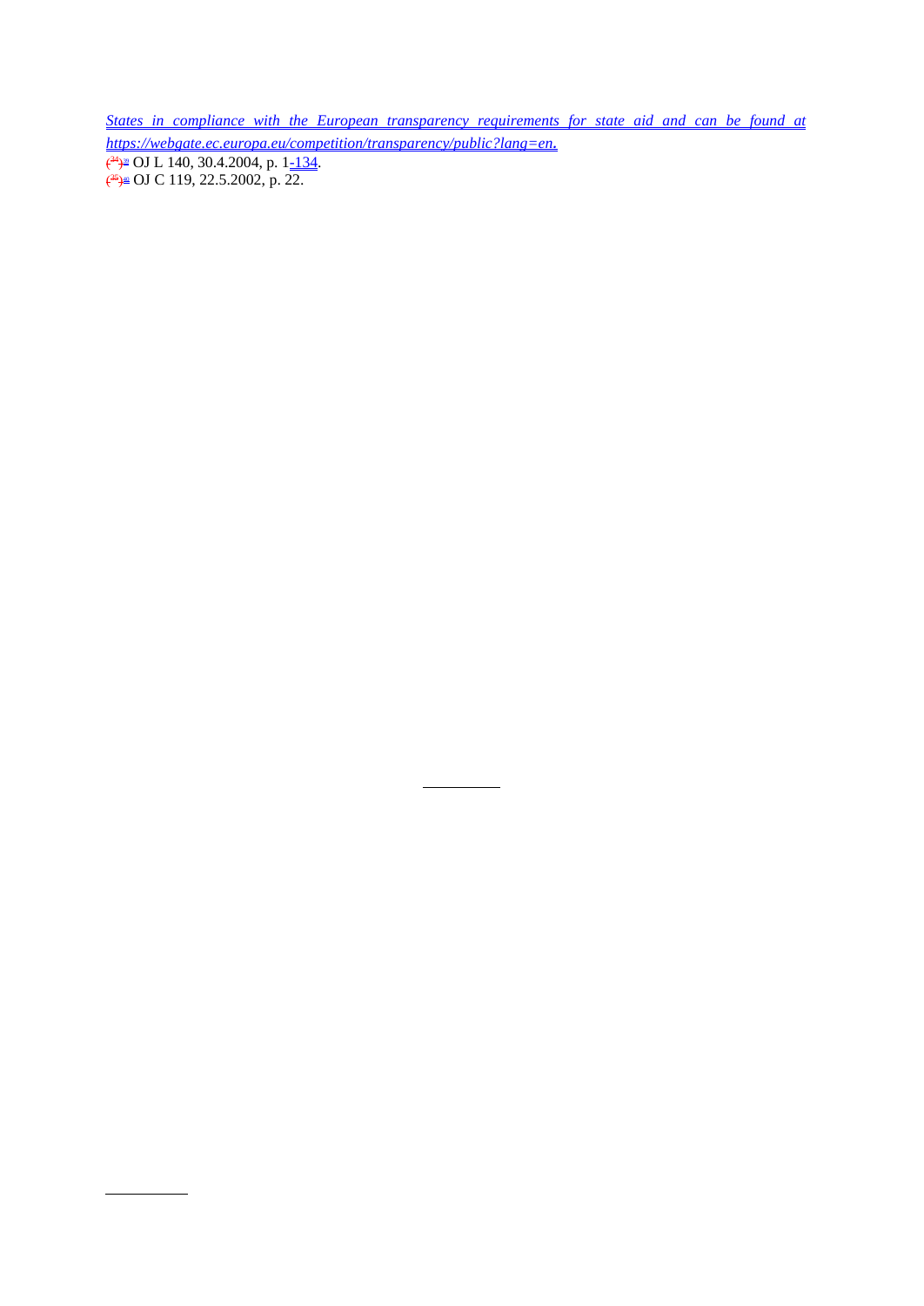*States in compliance with the European transparency requirements for state aid and can be found at https://webgate.ec.europa.eu/competition/transparency/public?lang=en.*

[34][39] OJ L 140, 30.4.2004, p. 1-134.

[35][40] OJ C 119, 22.5.2002, p. 22.